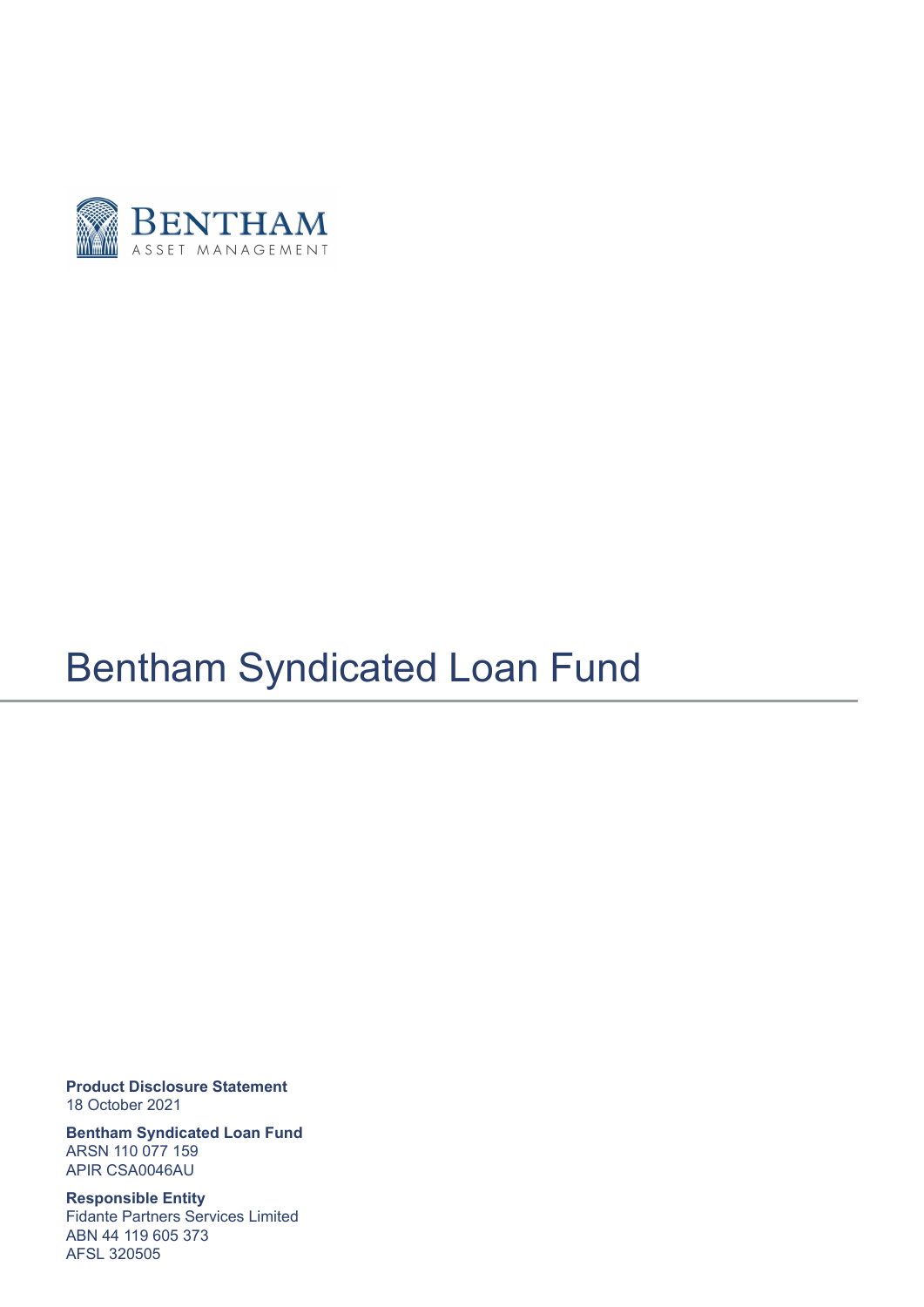BENTHAM
ASSET MANAGEMENT

# Bentham Syndicated Loan Fund

**Product Disclosure Statement**
18 October 2021

**Bentham Syndicated Loan Fund**
ARSN 110 077 159
APIR CSA0046AU

**Responsible Entity**
Fidante Partners Services Limited
ABN 44 119 605 373
AFSL 320505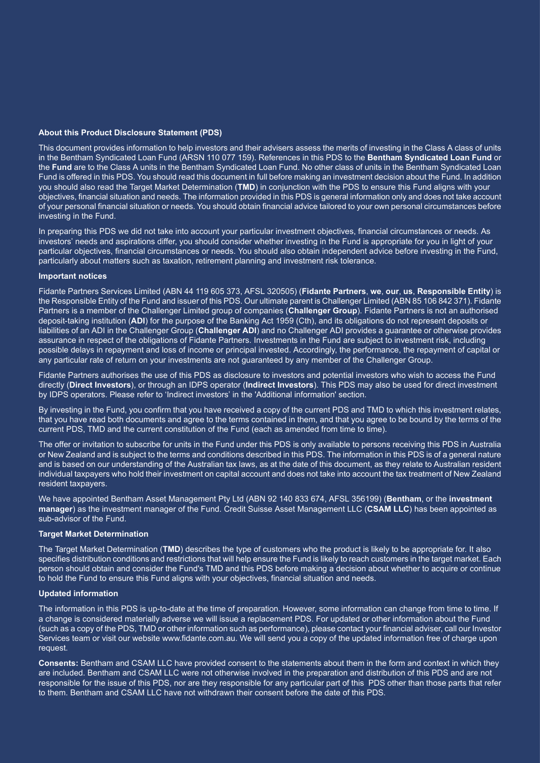**About this Product Disclosure Statement (PDS)**

This document provides information to help investors and their advisers assess the merits of investing in the Class A class of units in the Bentham Syndicated Loan Fund (ARSN 110 077 159). References in this PDS to the **Bentham Syndicated Loan Fund** or the **Fund** are to the Class A units in the Bentham Syndicated Loan Fund. No other class of units in the Bentham Syndicated Loan Fund is offered in this PDS. You should read this document in full before making an investment decision about the Fund. In addition you should also read the Target Market Determination (**TMD**) in conjunction with the PDS to ensure this Fund aligns with your objectives, financial situation and needs. The information provided in this PDS is general information only and does not take account of your personal financial situation or needs. You should obtain financial advice tailored to your own personal circumstances before investing in the Fund.

In preparing this PDS we did not take into account your particular investment objectives, financial circumstances or needs. As investors' needs and aspirations differ, you should consider whether investing in the Fund is appropriate for you in light of your particular objectives, financial circumstances or needs. You should also obtain independent advice before investing in the Fund, particularly about matters such as taxation, retirement planning and investment risk tolerance.

**Important notices**

Fidante Partners Services Limited (ABN 44 119 605 373, AFSL 320505) (**Fidante Partners**, **we**, **our**, **us**, **Responsible Entity**) is the Responsible Entity of the Fund and issuer of this PDS. Our ultimate parent is Challenger Limited (ABN 85 106 842 371). Fidante Partners is a member of the Challenger Limited group of companies (**Challenger Group**). Fidante Partners is not an authorised deposit-taking institution (**ADI**) for the purpose of the Banking Act 1959 (Cth), and its obligations do not represent deposits or liabilities of an ADI in the Challenger Group (**Challenger ADI**) and no Challenger ADI provides a guarantee or otherwise provides assurance in respect of the obligations of Fidante Partners. Investments in the Fund are subject to investment risk, including possible delays in repayment and loss of income or principal invested. Accordingly, the performance, the repayment of capital or any particular rate of return on your investments are not guaranteed by any member of the Challenger Group.

Fidante Partners authorises the use of this PDS as disclosure to investors and potential investors who wish to access the Fund directly (**Direct Investors**), or through an IDPS operator (**Indirect Investors**). This PDS may also be used for direct investment by IDPS operators. Please refer to 'Indirect investors' in the 'Additional information' section.

By investing in the Fund, you confirm that you have received a copy of the current PDS and TMD to which this investment relates, that you have read both documents and agree to the terms contained in them, and that you agree to be bound by the terms of the current PDS, TMD and the current constitution of the Fund (each as amended from time to time).

The offer or invitation to subscribe for units in the Fund under this PDS is only available to persons receiving this PDS in Australia or New Zealand and is subject to the terms and conditions described in this PDS. The information in this PDS is of a general nature and is based on our understanding of the Australian tax laws, as at the date of this document, as they relate to Australian resident individual taxpayers who hold their investment on capital account and does not take into account the tax treatment of New Zealand resident taxpayers.

We have appointed Bentham Asset Management Pty Ltd (ABN 92 140 833 674, AFSL 356199) (**Bentham**, or the **investment manager**) as the investment manager of the Fund. Credit Suisse Asset Management LLC (**CSAM LLC**) has been appointed as sub-advisor of the Fund.

**Target Market Determination**

The Target Market Determination (**TMD**) describes the type of customers who the product is likely to be appropriate for. It also specifies distribution conditions and restrictions that will help ensure the Fund is likely to reach customers in the target market. Each person should obtain and consider the Fund's TMD and this PDS before making a decision about whether to acquire or continue to hold the Fund to ensure this Fund aligns with your objectives, financial situation and needs.

**Updated information**

The information in this PDS is up-to-date at the time of preparation. However, some information can change from time to time. If a change is considered materially adverse we will issue a replacement PDS. For updated or other information about the Fund (such as a copy of the PDS, TMD or other information such as performance), please contact your financial adviser, call our Investor Services team or visit our website www.fidante.com.au. We will send you a copy of the updated information free of charge upon request.

**Consents:** Bentham and CSAM LLC have provided consent to the statements about them in the form and context in which they are included. Bentham and CSAM LLC were not otherwise involved in the preparation and distribution of this PDS and are not responsible for the issue of this PDS, nor are they responsible for any particular part of this PDS other than those parts that refer to them. Bentham and CSAM LLC have not withdrawn their consent before the date of this PDS.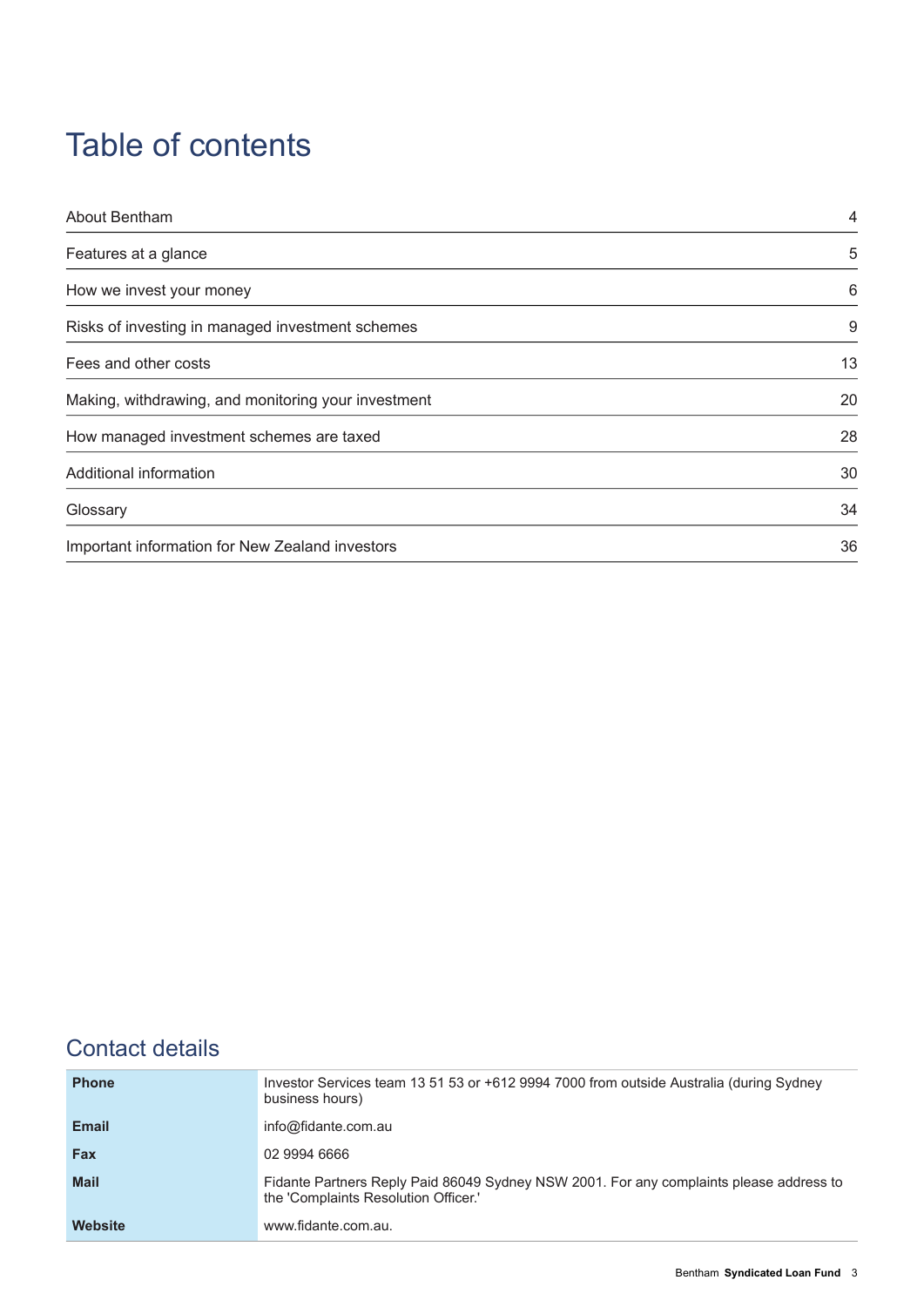# Table of contents

| | |
|---|---|
| About Bentham | 4 |
| Features at a glance | 5 |
| How we invest your money | 6 |
| Risks of investing in managed investment schemes | 9 |
| Fees and other costs | 13 |
| Making, withdrawing, and monitoring your investment | 20 |
| How managed investment schemes are taxed | 28 |
| Additional information | 30 |
| Glossary | 34 |
| Important information for New Zealand investors | 36 |

## Contact details

| | |
|---|---|
| **Phone** | Investor Services team 13 51 53 or +612 9994 7000 from outside Australia (during Sydney business hours) |
| **Email** | info@fidante.com.au |
| **Fax** | 02 9994 6666 |
| **Mail** | Fidante Partners Reply Paid 86049 Sydney NSW 2001. For any complaints please address to the 'Complaints Resolution Officer.' |
| **Website** | www.fidante.com.au. |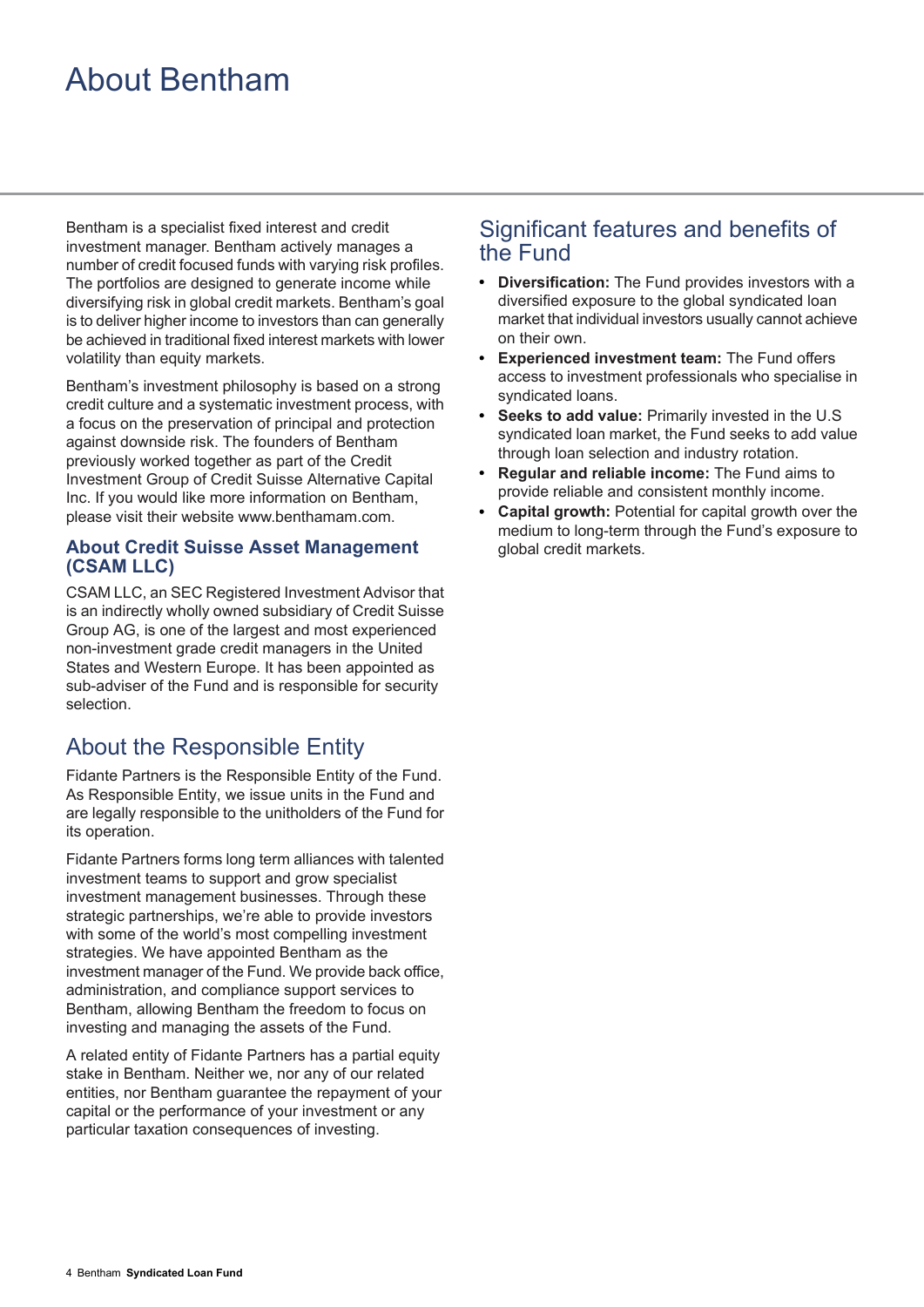# About Bentham

Bentham is a specialist fixed interest and credit investment manager. Bentham actively manages a number of credit focused funds with varying risk profiles. The portfolios are designed to generate income while diversifying risk in global credit markets. Bentham's goal is to deliver higher income to investors than can generally be achieved in traditional fixed interest markets with lower volatility than equity markets.

Bentham's investment philosophy is based on a strong credit culture and a systematic investment process, with a focus on the preservation of principal and protection against downside risk. The founders of Bentham previously worked together as part of the Credit Investment Group of Credit Suisse Alternative Capital Inc. If you would like more information on Bentham, please visit their website www.benthamam.com.

### About Credit Suisse Asset Management (CSAM LLC)

CSAM LLC, an SEC Registered Investment Advisor that is an indirectly wholly owned subsidiary of Credit Suisse Group AG, is one of the largest and most experienced non-investment grade credit managers in the United States and Western Europe. It has been appointed as sub-adviser of the Fund and is responsible for security selection.

## About the Responsible Entity

Fidante Partners is the Responsible Entity of the Fund. As Responsible Entity, we issue units in the Fund and are legally responsible to the unitholders of the Fund for its operation.

Fidante Partners forms long term alliances with talented investment teams to support and grow specialist investment management businesses. Through these strategic partnerships, we're able to provide investors with some of the world's most compelling investment strategies. We have appointed Bentham as the investment manager of the Fund. We provide back office, administration, and compliance support services to Bentham, allowing Bentham the freedom to focus on investing and managing the assets of the Fund.

A related entity of Fidante Partners has a partial equity stake in Bentham. Neither we, nor any of our related entities, nor Bentham guarantee the repayment of your capital or the performance of your investment or any particular taxation consequences of investing.

## Significant features and benefits of the Fund

- **Diversification:** The Fund provides investors with a diversified exposure to the global syndicated loan market that individual investors usually cannot achieve on their own.
- **Experienced investment team:** The Fund offers access to investment professionals who specialise in syndicated loans.
- **Seeks to add value:** Primarily invested in the U.S syndicated loan market, the Fund seeks to add value through loan selection and industry rotation.
- **Regular and reliable income:** The Fund aims to provide reliable and consistent monthly income.
- **Capital growth:** Potential for capital growth over the medium to long-term through the Fund's exposure to global credit markets.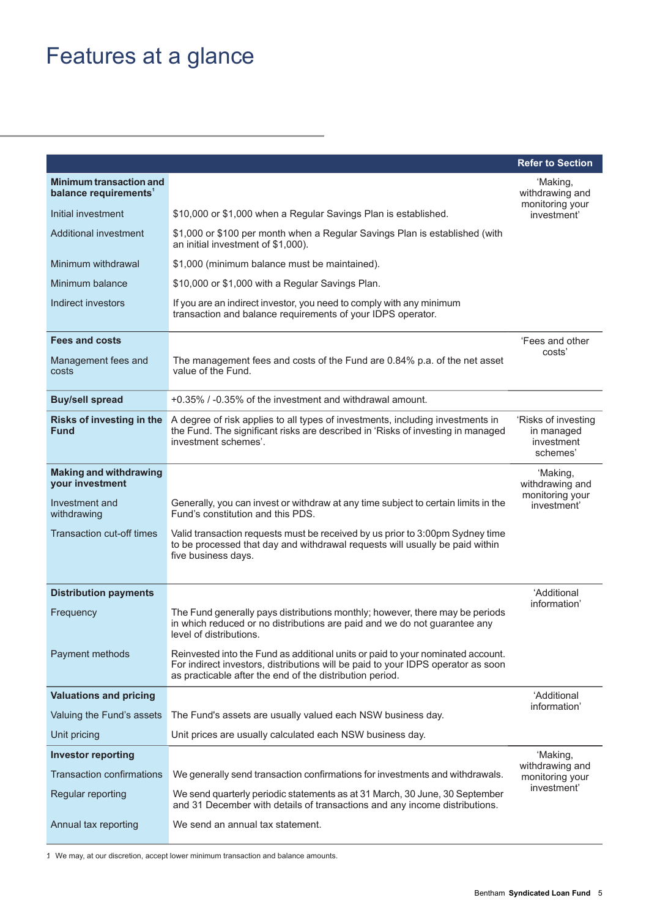# Features at a glance

| | | Refer to Section |
|---|---|---|
| **Minimum transaction and balance requirements**[1] | | 'Making, withdrawing and monitoring your investment' |
| Initial investment | $10,000 or $1,000 when a Regular Savings Plan is established. | |
| Additional investment | $1,000 or $100 per month when a Regular Savings Plan is established (with an initial investment of $1,000). | |
| Minimum withdrawal | $1,000 (minimum balance must be maintained). | |
| Minimum balance | $10,000 or $1,000 with a Regular Savings Plan. | |
| Indirect investors | If you are an indirect investor, you need to comply with any minimum transaction and balance requirements of your IDPS operator. | |
| **Fees and costs** | | 'Fees and other costs' |
| Management fees and costs | The management fees and costs of the Fund are 0.84% p.a. of the net asset value of the Fund. | |
| **Buy/sell spread** | +0.35% / -0.35% of the investment and withdrawal amount. | |
| **Risks of investing in the Fund** | A degree of risk applies to all types of investments, including investments in the Fund. The significant risks are described in 'Risks of investing in managed investment schemes'. | 'Risks of investing in managed investment schemes' |
| **Making and withdrawing your investment** | | 'Making, withdrawing and monitoring your investment' |
| Investment and withdrawing | Generally, you can invest or withdraw at any time subject to certain limits in the Fund's constitution and this PDS. | |
| Transaction cut-off times | Valid transaction requests must be received by us prior to 3:00pm Sydney time to be processed that day and withdrawal requests will usually be paid within five business days. | |
| **Distribution payments** | | 'Additional information' |
| Frequency | The Fund generally pays distributions monthly; however, there may be periods in which reduced or no distributions are paid and we do not guarantee any level of distributions. | |
| Payment methods | Reinvested into the Fund as additional units or paid to your nominated account. For indirect investors, distributions will be paid to your IDPS operator as soon as practicable after the end of the distribution period. | |
| **Valuations and pricing** | | 'Additional information' |
| Valuing the Fund's assets | The Fund's assets are usually valued each NSW business day. | |
| Unit pricing | Unit prices are usually calculated each NSW business day. | |
| **Investor reporting** | | 'Making, withdrawing and monitoring your investment' |
| Transaction confirmations | We generally send transaction confirmations for investments and withdrawals. | |
| Regular reporting | We send quarterly periodic statements as at 31 March, 30 June, 30 September and 31 December with details of transactions and any income distributions. | |
| Annual tax reporting | We send an annual tax statement. | |

1 We may, at our discretion, accept lower minimum transaction and balance amounts.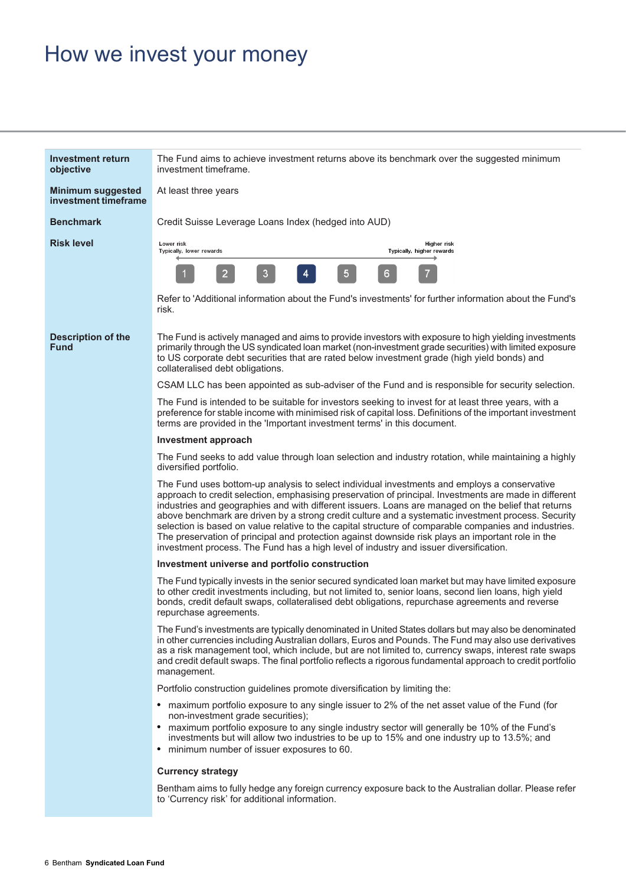# How we invest your money

| | |
|---|---|
| **Investment return objective** | The Fund aims to achieve investment returns above its benchmark over the suggested minimum investment timeframe. |
| **Minimum suggested investment timeframe** | At least three years |
| **Benchmark** | Credit Suisse Leverage Loans Index (hedged into AUD) |
| **Risk level** | Lower risk – Typically, lower rewards; Higher risk – Typically, higher rewards. Scale: 1, 2, 3, **4**, 5, 6, 7 (Fund risk level: 4)<br><br>Refer to 'Additional information about the Fund's investments' for further information about the Fund's risk. |

**Description of the Fund**

The Fund is actively managed and aims to provide investors with exposure to high yielding investments primarily through the US syndicated loan market (non-investment grade securities) with limited exposure to US corporate debt securities that are rated below investment grade (high yield bonds) and collateralised debt obligations.

CSAM LLC has been appointed as sub-adviser of the Fund and is responsible for security selection.

The Fund is intended to be suitable for investors seeking to invest for at least three years, with a preference for stable income with minimised risk of capital loss. Definitions of the important investment terms are provided in the 'Important investment terms' in this document.

**Investment approach**

The Fund seeks to add value through loan selection and industry rotation, while maintaining a highly diversified portfolio.

The Fund uses bottom-up analysis to select individual investments and employs a conservative approach to credit selection, emphasising preservation of principal. Investments are made in different industries and geographies and with different issuers. Loans are managed on the belief that returns above benchmark are driven by a strong credit culture and a systematic investment process. Security selection is based on value relative to the capital structure of comparable companies and industries. The preservation of principal and protection against downside risk plays an important role in the investment process. The Fund has a high level of industry and issuer diversification.

**Investment universe and portfolio construction**

The Fund typically invests in the senior secured syndicated loan market but may have limited exposure to other credit investments including, but not limited to, senior loans, second lien loans, high yield bonds, credit default swaps, collateralised debt obligations, repurchase agreements and reverse repurchase agreements.

The Fund's investments are typically denominated in United States dollars but may also be denominated in other currencies including Australian dollars, Euros and Pounds. The Fund may also use derivatives as a risk management tool, which include, but are not limited to, currency swaps, interest rate swaps and credit default swaps. The final portfolio reflects a rigorous fundamental approach to credit portfolio management.

Portfolio construction guidelines promote diversification by limiting the:

- maximum portfolio exposure to any single issuer to 2% of the net asset value of the Fund (for non-investment grade securities);
- maximum portfolio exposure to any single industry sector will generally be 10% of the Fund's investments but will allow two industries to be up to 15% and one industry up to 13.5%; and
- minimum number of issuer exposures to 60.

**Currency strategy**

Bentham aims to fully hedge any foreign currency exposure back to the Australian dollar. Please refer to 'Currency risk' for additional information.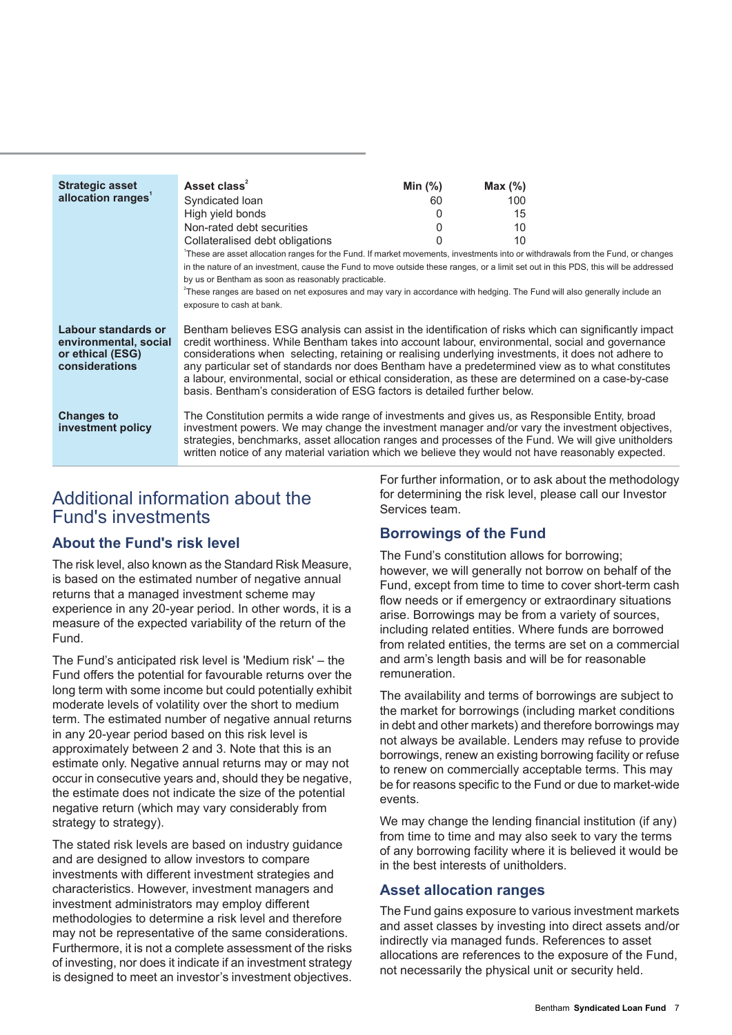| | |
|---|---|
| **Strategic asset allocation ranges**[1] | **Asset class**[2] / **Min (%)** / **Max (%)**<br>Syndicated loan: 60 / 100<br>High yield bonds: 0 / 15<br>Non-rated debt securities: 0 / 10<br>Collateralised debt obligations: 0 / 10<br>[1]These are asset allocation ranges for the Fund. If market movements, investments into or withdrawals from the Fund, or changes in the nature of an investment, cause the Fund to move outside these ranges, or a limit set out in this PDS, this will be addressed by us or Bentham as soon as reasonably practicable.<br>[2]These ranges are based on net exposures and may vary in accordance with hedging. The Fund will also generally include an exposure to cash at bank. |
| **Labour standards or environmental, social or ethical (ESG) considerations** | Bentham believes ESG analysis can assist in the identification of risks which can significantly impact credit worthiness. While Bentham takes into account labour, environmental, social and governance considerations when selecting, retaining or realising underlying investments, it does not adhere to any particular set of standards nor does Bentham have a predetermined view as to what constitutes a labour, environmental, social or ethical consideration, as these are determined on a case-by-case basis. Bentham's consideration of ESG factors is detailed further below. |
| **Changes to investment policy** | The Constitution permits a wide range of investments and gives us, as Responsible Entity, broad investment powers. We may change the investment manager and/or vary the investment objectives, strategies, benchmarks, asset allocation ranges and processes of the Fund. We will give unitholders written notice of any material variation which we believe they would not have reasonably expected. |

# Additional information about the Fund's investments

## About the Fund's risk level

The risk level, also known as the Standard Risk Measure, is based on the estimated number of negative annual returns that a managed investment scheme may experience in any 20-year period. In other words, it is a measure of the expected variability of the return of the Fund.

The Fund's anticipated risk level is 'Medium risk' – the Fund offers the potential for favourable returns over the long term with some income but could potentially exhibit moderate levels of volatility over the short to medium term. The estimated number of negative annual returns in any 20-year period based on this risk level is approximately between 2 and 3. Note that this is an estimate only. Negative annual returns may or may not occur in consecutive years and, should they be negative, the estimate does not indicate the size of the potential negative return (which may vary considerably from strategy to strategy).

The stated risk levels are based on industry guidance and are designed to allow investors to compare investments with different investment strategies and characteristics. However, investment managers and investment administrators may employ different methodologies to determine a risk level and therefore may not be representative of the same considerations. Furthermore, it is not a complete assessment of the risks of investing, nor does it indicate if an investment strategy is designed to meet an investor's investment objectives.

For further information, or to ask about the methodology for determining the risk level, please call our Investor Services team.

## Borrowings of the Fund

The Fund's constitution allows for borrowing; however, we will generally not borrow on behalf of the Fund, except from time to time to cover short-term cash flow needs or if emergency or extraordinary situations arise. Borrowings may be from a variety of sources, including related entities. Where funds are borrowed from related entities, the terms are set on a commercial and arm's length basis and will be for reasonable remuneration.

The availability and terms of borrowings are subject to the market for borrowings (including market conditions in debt and other markets) and therefore borrowings may not always be available. Lenders may refuse to provide borrowings, renew an existing borrowing facility or refuse to renew on commercially acceptable terms. This may be for reasons specific to the Fund or due to market-wide events.

We may change the lending financial institution (if any) from time to time and may also seek to vary the terms of any borrowing facility where it is believed it would be in the best interests of unitholders.

## Asset allocation ranges

The Fund gains exposure to various investment markets and asset classes by investing into direct assets and/or indirectly via managed funds. References to asset allocations are references to the exposure of the Fund, not necessarily the physical unit or security held.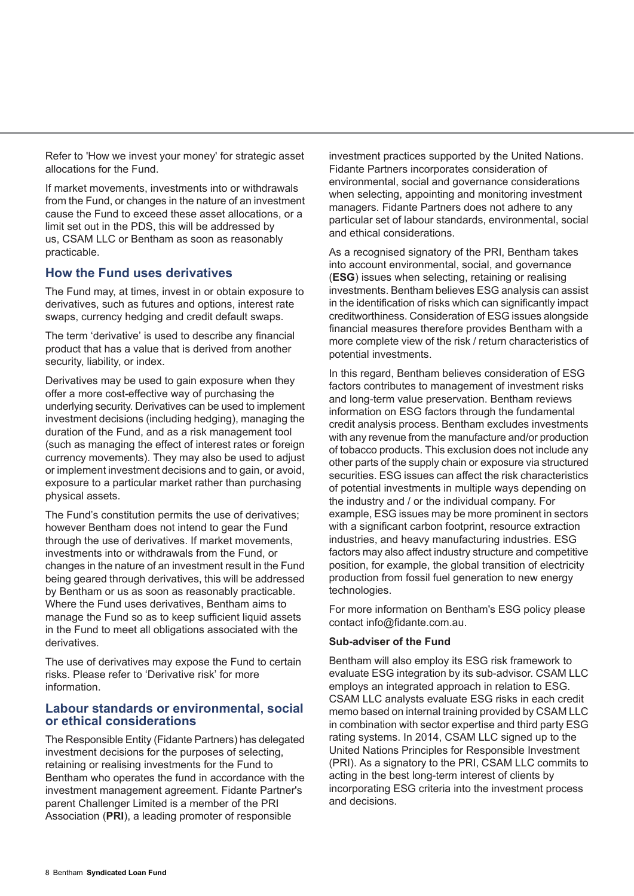Refer to 'How we invest your money' for strategic asset allocations for the Fund.

If market movements, investments into or withdrawals from the Fund, or changes in the nature of an investment cause the Fund to exceed these asset allocations, or a limit set out in the PDS, this will be addressed by us, CSAM LLC or Bentham as soon as reasonably practicable.

## How the Fund uses derivatives

The Fund may, at times, invest in or obtain exposure to derivatives, such as futures and options, interest rate swaps, currency hedging and credit default swaps.

The term 'derivative' is used to describe any financial product that has a value that is derived from another security, liability, or index.

Derivatives may be used to gain exposure when they offer a more cost-effective way of purchasing the underlying security. Derivatives can be used to implement investment decisions (including hedging), managing the duration of the Fund, and as a risk management tool (such as managing the effect of interest rates or foreign currency movements). They may also be used to adjust or implement investment decisions and to gain, or avoid, exposure to a particular market rather than purchasing physical assets.

The Fund's constitution permits the use of derivatives; however Bentham does not intend to gear the Fund through the use of derivatives. If market movements, investments into or withdrawals from the Fund, or changes in the nature of an investment result in the Fund being geared through derivatives, this will be addressed by Bentham or us as soon as reasonably practicable. Where the Fund uses derivatives, Bentham aims to manage the Fund so as to keep sufficient liquid assets in the Fund to meet all obligations associated with the derivatives.

The use of derivatives may expose the Fund to certain risks. Please refer to 'Derivative risk' for more information.

## Labour standards or environmental, social or ethical considerations

The Responsible Entity (Fidante Partners) has delegated investment decisions for the purposes of selecting, retaining or realising investments for the Fund to Bentham who operates the fund in accordance with the investment management agreement. Fidante Partner's parent Challenger Limited is a member of the PRI Association (**PRI**), a leading promoter of responsible investment practices supported by the United Nations. Fidante Partners incorporates consideration of environmental, social and governance considerations when selecting, appointing and monitoring investment managers. Fidante Partners does not adhere to any particular set of labour standards, environmental, social and ethical considerations.

As a recognised signatory of the PRI, Bentham takes into account environmental, social, and governance (**ESG**) issues when selecting, retaining or realising investments. Bentham believes ESG analysis can assist in the identification of risks which can significantly impact creditworthiness. Consideration of ESG issues alongside financial measures therefore provides Bentham with a more complete view of the risk / return characteristics of potential investments.

In this regard, Bentham believes consideration of ESG factors contributes to management of investment risks and long-term value preservation. Bentham reviews information on ESG factors through the fundamental credit analysis process. Bentham excludes investments with any revenue from the manufacture and/or production of tobacco products. This exclusion does not include any other parts of the supply chain or exposure via structured securities. ESG issues can affect the risk characteristics of potential investments in multiple ways depending on the industry and / or the individual company. For example, ESG issues may be more prominent in sectors with a significant carbon footprint, resource extraction industries, and heavy manufacturing industries. ESG factors may also affect industry structure and competitive position, for example, the global transition of electricity production from fossil fuel generation to new energy technologies.

For more information on Bentham's ESG policy please contact info@fidante.com.au.

**Sub-adviser of the Fund**

Bentham will also employ its ESG risk framework to evaluate ESG integration by its sub-advisor. CSAM LLC employs an integrated approach in relation to ESG. CSAM LLC analysts evaluate ESG risks in each credit memo based on internal training provided by CSAM LLC in combination with sector expertise and third party ESG rating systems. In 2014, CSAM LLC signed up to the United Nations Principles for Responsible Investment (PRI). As a signatory to the PRI, CSAM LLC commits to acting in the best long-term interest of clients by incorporating ESG criteria into the investment process and decisions.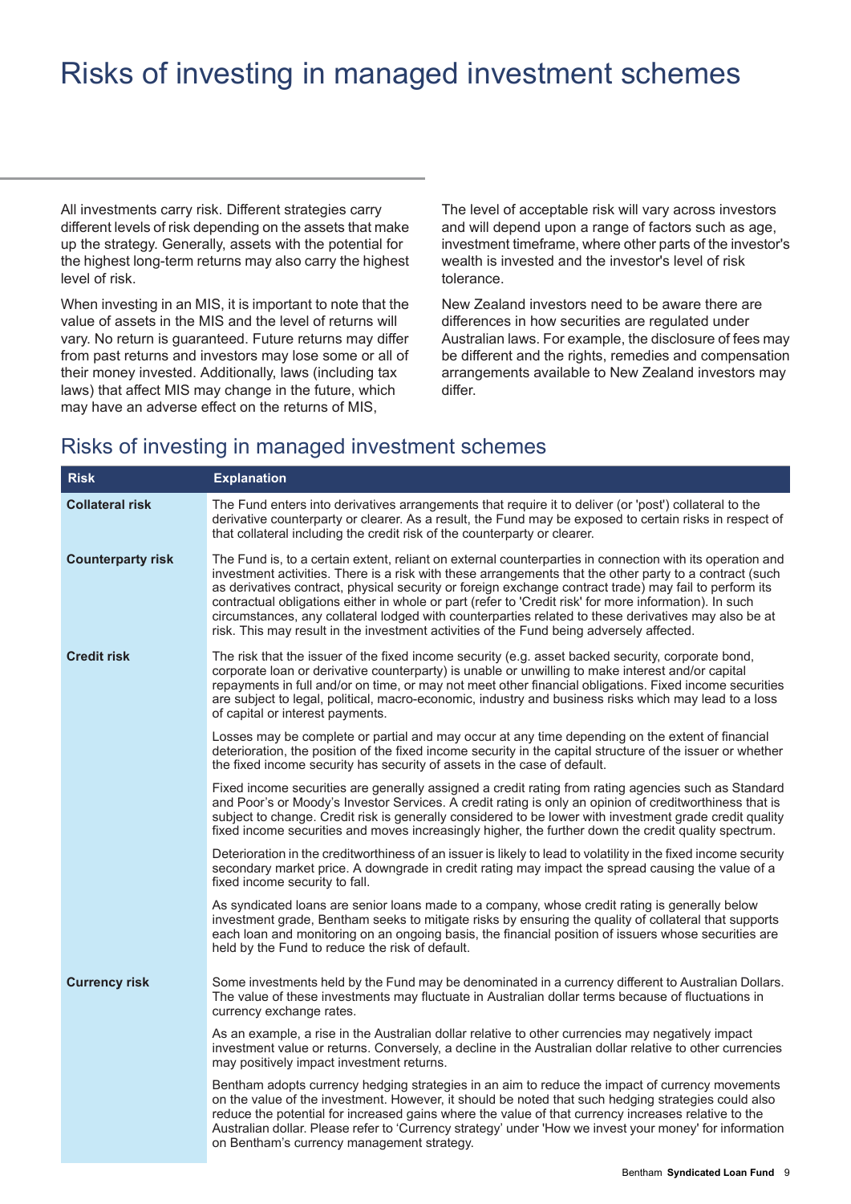# Risks of investing in managed investment schemes

All investments carry risk. Different strategies carry different levels of risk depending on the assets that make up the strategy. Generally, assets with the potential for the highest long-term returns may also carry the highest level of risk.

When investing in an MIS, it is important to note that the value of assets in the MIS and the level of returns will vary. No return is guaranteed. Future returns may differ from past returns and investors may lose some or all of their money invested. Additionally, laws (including tax laws) that affect MIS may change in the future, which may have an adverse effect on the returns of MIS,

The level of acceptable risk will vary across investors and will depend upon a range of factors such as age, investment timeframe, where other parts of the investor's wealth is invested and the investor's level of risk tolerance.

New Zealand investors need to be aware there are differences in how securities are regulated under Australian laws. For example, the disclosure of fees may be different and the rights, remedies and compensation arrangements available to New Zealand investors may differ.

## Risks of investing in managed investment schemes

| Risk | Explanation |
|---|---|
| **Collateral risk** | The Fund enters into derivatives arrangements that require it to deliver (or 'post') collateral to the derivative counterparty or clearer. As a result, the Fund may be exposed to certain risks in respect of that collateral including the credit risk of the counterparty or clearer. |
| **Counterparty risk** | The Fund is, to a certain extent, reliant on external counterparties in connection with its operation and investment activities. There is a risk with these arrangements that the other party to a contract (such as derivatives contract, physical security or foreign exchange contract trade) may fail to perform its contractual obligations either in whole or part (refer to 'Credit risk' for more information). In such circumstances, any collateral lodged with counterparties related to these derivatives may also be at risk. This may result in the investment activities of the Fund being adversely affected. |
| **Credit risk** | The risk that the issuer of the fixed income security (e.g. asset backed security, corporate bond, corporate loan or derivative counterparty) is unable or unwilling to make interest and/or capital repayments in full and/or on time, or may not meet other financial obligations. Fixed income securities are subject to legal, political, macro-economic, industry and business risks which may lead to a loss of capital or interest payments.<br><br>Losses may be complete or partial and may occur at any time depending on the extent of financial deterioration, the position of the fixed income security in the capital structure of the issuer or whether the fixed income security has security of assets in the case of default.<br><br>Fixed income securities are generally assigned a credit rating from rating agencies such as Standard and Poor's or Moody's Investor Services. A credit rating is only an opinion of creditworthiness that is subject to change. Credit risk is generally considered to be lower with investment grade credit quality fixed income securities and moves increasingly higher, the further down the credit quality spectrum.<br><br>Deterioration in the creditworthiness of an issuer is likely to lead to volatility in the fixed income security secondary market price. A downgrade in credit rating may impact the spread causing the value of a fixed income security to fall.<br><br>As syndicated loans are senior loans made to a company, whose credit rating is generally below investment grade, Bentham seeks to mitigate risks by ensuring the quality of collateral that supports each loan and monitoring on an ongoing basis, the financial position of issuers whose securities are held by the Fund to reduce the risk of default. |
| **Currency risk** | Some investments held by the Fund may be denominated in a currency different to Australian Dollars. The value of these investments may fluctuate in Australian dollar terms because of fluctuations in currency exchange rates.<br><br>As an example, a rise in the Australian dollar relative to other currencies may negatively impact investment value or returns. Conversely, a decline in the Australian dollar relative to other currencies may positively impact investment returns.<br><br>Bentham adopts currency hedging strategies in an aim to reduce the impact of currency movements on the value of the investment. However, it should be noted that such hedging strategies could also reduce the potential for increased gains where the value of that currency increases relative to the Australian dollar. Please refer to 'Currency strategy' under 'How we invest your money' for information on Bentham's currency management strategy. |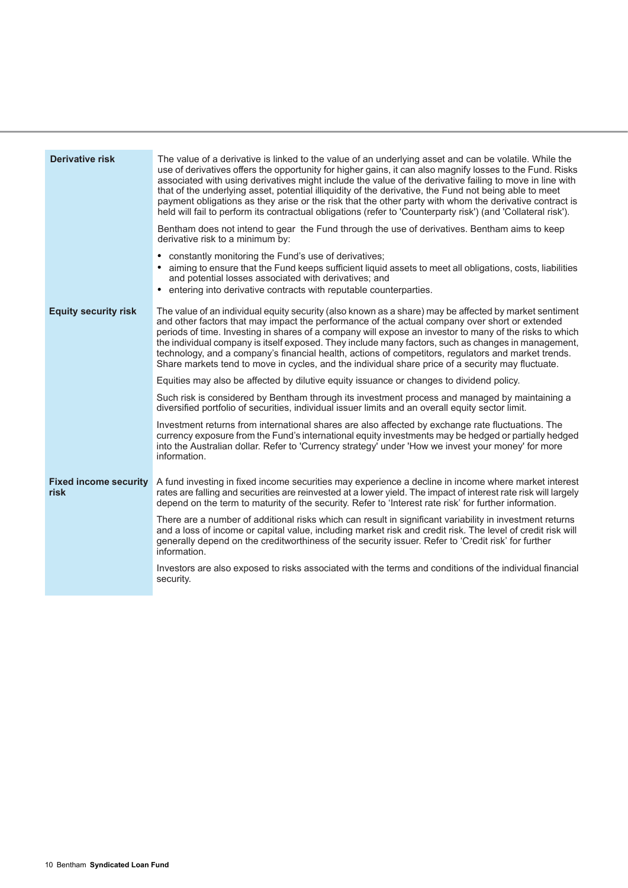| | |
|---|---|
| **Derivative risk** | The value of a derivative is linked to the value of an underlying asset and can be volatile. While the use of derivatives offers the opportunity for higher gains, it can also magnify losses to the Fund. Risks associated with using derivatives might include the value of the derivative failing to move in line with that of the underlying asset, potential illiquidity of the derivative, the Fund not being able to meet payment obligations as they arise or the risk that the other party with whom the derivative contract is held will fail to perform its contractual obligations (refer to 'Counterparty risk') (and 'Collateral risk').<br><br>Bentham does not intend to gear the Fund through the use of derivatives. Bentham aims to keep derivative risk to a minimum by:<br><br>• constantly monitoring the Fund's use of derivatives;<br>• aiming to ensure that the Fund keeps sufficient liquid assets to meet all obligations, costs, liabilities and potential losses associated with derivatives; and<br>• entering into derivative contracts with reputable counterparties. |
| **Equity security risk** | The value of an individual equity security (also known as a share) may be affected by market sentiment and other factors that may impact the performance of the actual company over short or extended periods of time. Investing in shares of a company will expose an investor to many of the risks to which the individual company is itself exposed. They include many factors, such as changes in management, technology, and a company's financial health, actions of competitors, regulators and market trends. Share markets tend to move in cycles, and the individual share price of a security may fluctuate.<br><br>Equities may also be affected by dilutive equity issuance or changes to dividend policy.<br><br>Such risk is considered by Bentham through its investment process and managed by maintaining a diversified portfolio of securities, individual issuer limits and an overall equity sector limit.<br><br>Investment returns from international shares are also affected by exchange rate fluctuations. The currency exposure from the Fund's international equity investments may be hedged or partially hedged into the Australian dollar. Refer to 'Currency strategy' under 'How we invest your money' for more information. |
| **Fixed income security risk** | A fund investing in fixed income securities may experience a decline in income where market interest rates are falling and securities are reinvested at a lower yield. The impact of interest rate risk will largely depend on the term to maturity of the security. Refer to 'Interest rate risk' for further information.<br><br>There are a number of additional risks which can result in significant variability in investment returns and a loss of income or capital value, including market risk and credit risk. The level of credit risk will generally depend on the creditworthiness of the security issuer. Refer to 'Credit risk' for further information.<br><br>Investors are also exposed to risks associated with the terms and conditions of the individual financial security. |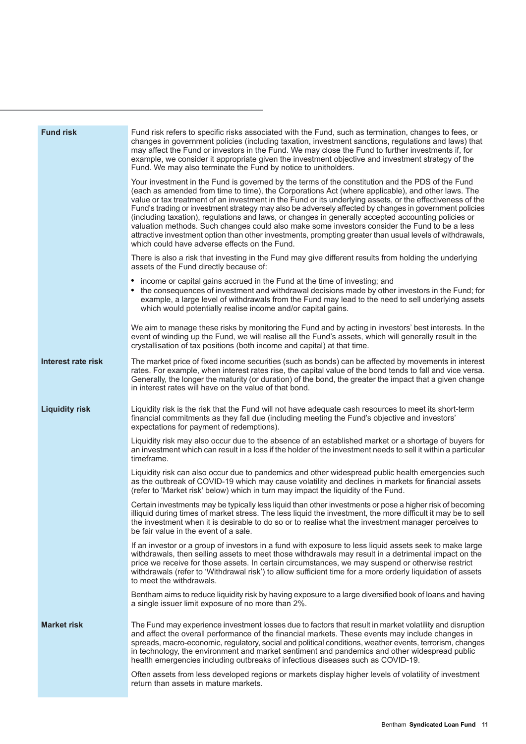| | |
|---|---|
| **Fund risk** | Fund risk refers to specific risks associated with the Fund, such as termination, changes to fees, or changes in government policies (including taxation, investment sanctions, regulations and laws) that may affect the Fund or investors in the Fund. We may close the Fund to further investments if, for example, we consider it appropriate given the investment objective and investment strategy of the Fund. We may also terminate the Fund by notice to unitholders.<br><br>Your investment in the Fund is governed by the terms of the constitution and the PDS of the Fund (each as amended from time to time), the Corporations Act (where applicable), and other laws. The value or tax treatment of an investment in the Fund or its underlying assets, or the effectiveness of the Fund's trading or investment strategy may also be adversely affected by changes in government policies (including taxation), regulations and laws, or changes in generally accepted accounting policies or valuation methods. Such changes could also make some investors consider the Fund to be a less attractive investment option than other investments, prompting greater than usual levels of withdrawals, which could have adverse effects on the Fund.<br><br>There is also a risk that investing in the Fund may give different results from holding the underlying assets of the Fund directly because of:<br><br>• income or capital gains accrued in the Fund at the time of investing; and<br>• the consequences of investment and withdrawal decisions made by other investors in the Fund; for example, a large level of withdrawals from the Fund may lead to the need to sell underlying assets which would potentially realise income and/or capital gains.<br><br>We aim to manage these risks by monitoring the Fund and by acting in investors' best interests. In the event of winding up the Fund, we will realise all the Fund's assets, which will generally result in the crystallisation of tax positions (both income and capital) at that time. |
| **Interest rate risk** | The market price of fixed income securities (such as bonds) can be affected by movements in interest rates. For example, when interest rates rise, the capital value of the bond tends to fall and vice versa. Generally, the longer the maturity (or duration) of the bond, the greater the impact that a given change in interest rates will have on the value of that bond. |
| **Liquidity risk** | Liquidity risk is the risk that the Fund will not have adequate cash resources to meet its short-term financial commitments as they fall due (including meeting the Fund's objective and investors' expectations for payment of redemptions).<br><br>Liquidity risk may also occur due to the absence of an established market or a shortage of buyers for an investment which can result in a loss if the holder of the investment needs to sell it within a particular timeframe.<br><br>Liquidity risk can also occur due to pandemics and other widespread public health emergencies such as the outbreak of COVID-19 which may cause volatility and declines in markets for financial assets (refer to 'Market risk' below) which in turn may impact the liquidity of the Fund.<br><br>Certain investments may be typically less liquid than other investments or pose a higher risk of becoming illiquid during times of market stress. The less liquid the investment, the more difficult it may be to sell the investment when it is desirable to do so or to realise what the investment manager perceives to be fair value in the event of a sale.<br><br>If an investor or a group of investors in a fund with exposure to less liquid assets seek to make large withdrawals, then selling assets to meet those withdrawals may result in a detrimental impact on the price we receive for those assets. In certain circumstances, we may suspend or otherwise restrict withdrawals (refer to 'Withdrawal risk') to allow sufficient time for a more orderly liquidation of assets to meet the withdrawals.<br><br>Bentham aims to reduce liquidity risk by having exposure to a large diversified book of loans and having a single issuer limit exposure of no more than 2%. |
| **Market risk** | The Fund may experience investment losses due to factors that result in market volatility and disruption and affect the overall performance of the financial markets. These events may include changes in spreads, macro-economic, regulatory, social and political conditions, weather events, terrorism, changes in technology, the environment and market sentiment and pandemics and other widespread public health emergencies including outbreaks of infectious diseases such as COVID-19.<br><br>Often assets from less developed regions or markets display higher levels of volatility of investment return than assets in mature markets. |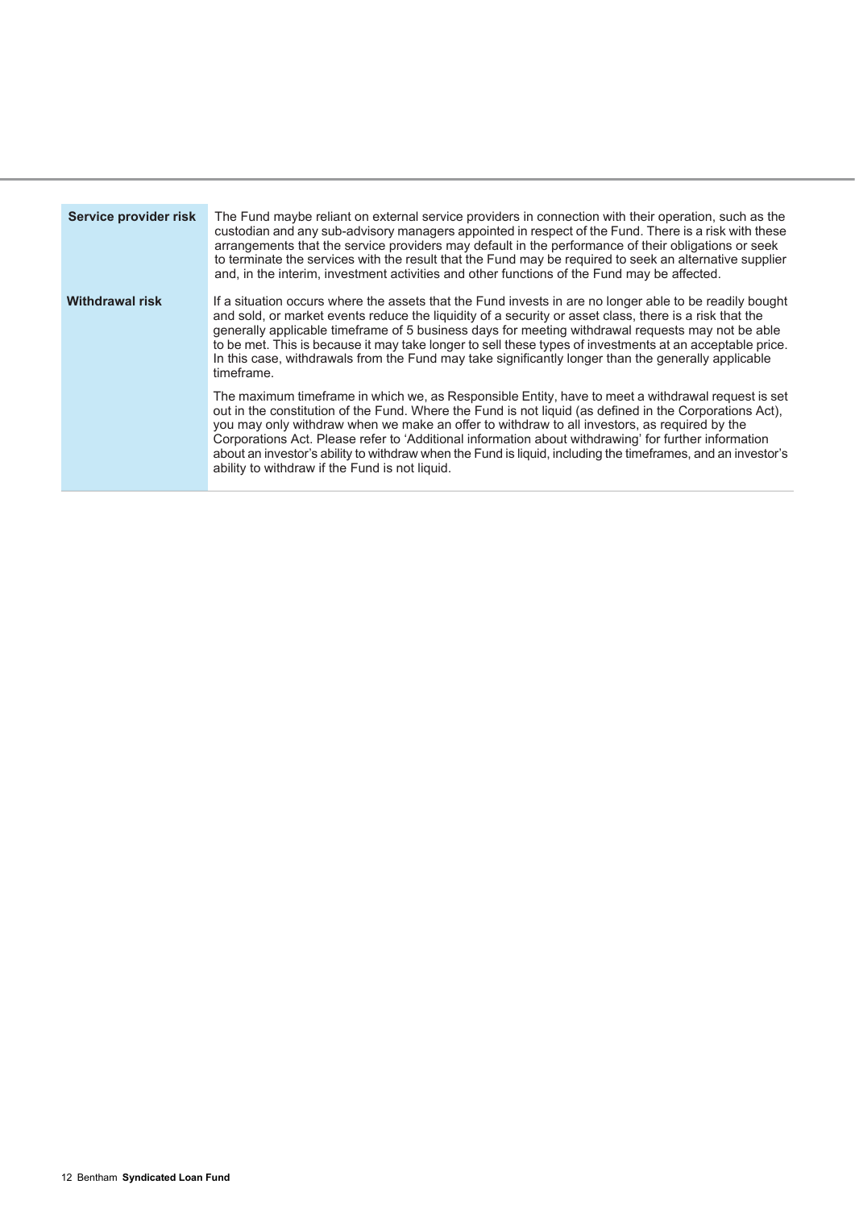| | |
|---|---|
| **Service provider risk** | The Fund maybe reliant on external service providers in connection with their operation, such as the custodian and any sub-advisory managers appointed in respect of the Fund. There is a risk with these arrangements that the service providers may default in the performance of their obligations or seek to terminate the services with the result that the Fund may be required to seek an alternative supplier and, in the interim, investment activities and other functions of the Fund may be affected. |
| **Withdrawal risk** | If a situation occurs where the assets that the Fund invests in are no longer able to be readily bought and sold, or market events reduce the liquidity of a security or asset class, there is a risk that the generally applicable timeframe of 5 business days for meeting withdrawal requests may not be able to be met. This is because it may take longer to sell these types of investments at an acceptable price. In this case, withdrawals from the Fund may take significantly longer than the generally applicable timeframe.<br><br>The maximum timeframe in which we, as Responsible Entity, have to meet a withdrawal request is set out in the constitution of the Fund. Where the Fund is not liquid (as defined in the Corporations Act), you may only withdraw when we make an offer to withdraw to all investors, as required by the Corporations Act. Please refer to 'Additional information about withdrawing' for further information about an investor's ability to withdraw when the Fund is liquid, including the timeframes, and an investor's ability to withdraw if the Fund is not liquid. |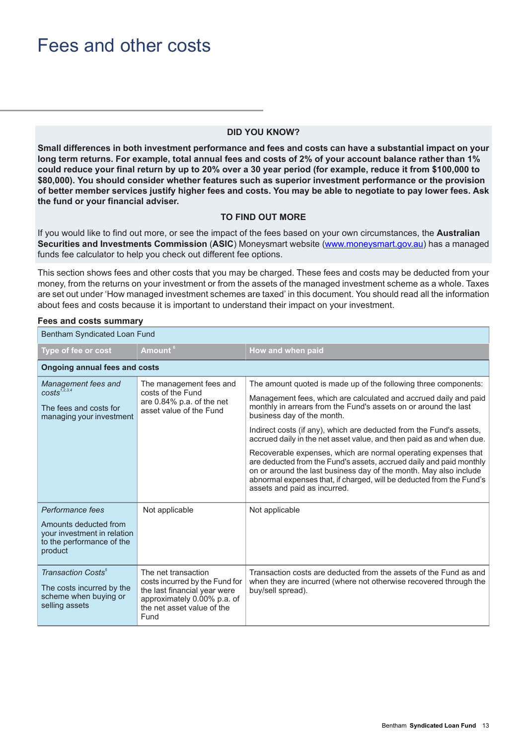# Fees and other costs

**DID YOU KNOW?**

**Small differences in both investment performance and fees and costs can have a substantial impact on your long term returns. For example, total annual fees and costs of 2% of your account balance rather than 1% could reduce your final return by up to 20% over a 30 year period (for example, reduce it from $100,000 to $80,000). You should consider whether features such as superior investment performance or the provision of better member services justify higher fees and costs. You may be able to negotiate to pay lower fees. Ask the fund or your financial adviser.**

**TO FIND OUT MORE**

If you would like to find out more, or see the impact of the fees based on your own circumstances, the **Australian Securities and Investments Commission** (**ASIC**) Moneysmart website (www.moneysmart.gov.au) has a managed funds fee calculator to help you check out different fee options.

This section shows fees and other costs that you may be charged. These fees and costs may be deducted from your money, from the returns on your investment or from the assets of the managed investment scheme as a whole. Taxes are set out under 'How managed investment schemes are taxed' in this document. You should read all the information about fees and costs because it is important to understand their impact on your investment.

**Fees and costs summary**

| Bentham Syndicated Loan Fund | | |
|---|---|---|
| **Type of fee or cost** | **Amount** [6] | **How and when paid** |
| **Ongoing annual fees and costs** | | |
| *Management fees and costs*[1,2,3,4]<br><br>The fees and costs for managing your investment | The management fees and costs of the Fund are 0.84% p.a. of the net asset value of the Fund | The amount quoted is made up of the following three components:<br><br>Management fees, which are calculated and accrued daily and paid monthly in arrears from the Fund's assets on or around the last business day of the month.<br><br>Indirect costs (if any), which are deducted from the Fund's assets, accrued daily in the net asset value, and then paid as and when due.<br><br>Recoverable expenses, which are normal operating expenses that are deducted from the Fund's assets, accrued daily and paid monthly on or around the last business day of the month. May also include abnormal expenses that, if charged, will be deducted from the Fund's assets and paid as incurred. |
| *Performance fees*<br><br>Amounts deducted from your investment in relation to the performance of the product | Not applicable | Not applicable |
| *Transaction Costs*[5]<br><br>The costs incurred by the scheme when buying or selling assets | The net transaction costs incurred by the Fund for the last financial year were approximately 0.00% p.a. of the net asset value of the Fund | Transaction costs are deducted from the assets of the Fund as and when they are incurred (where not otherwise recovered through the buy/sell spread). |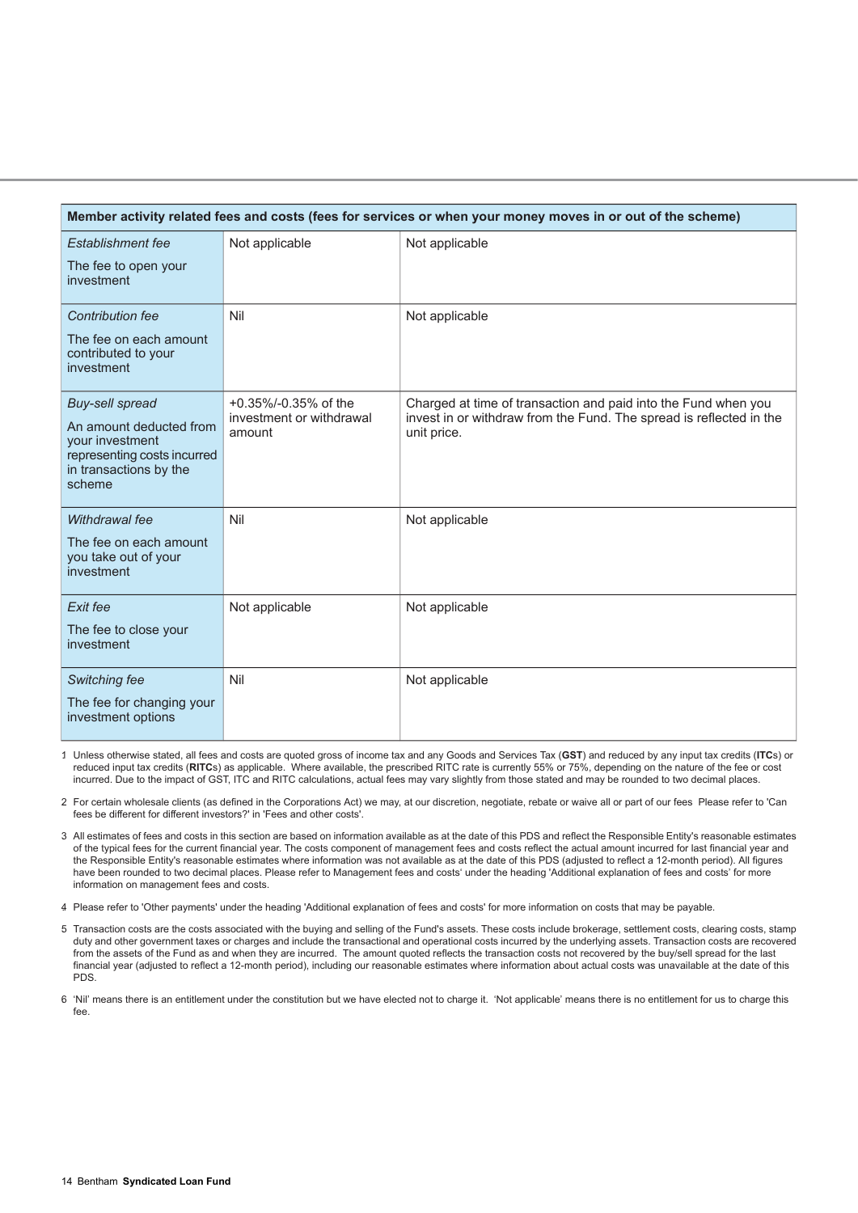| Member activity related fees and costs (fees for services or when your money moves in or out of the scheme) | | |
|---|---|---|
| *Establishment fee*<br>The fee to open your investment | Not applicable | Not applicable |
| *Contribution fee*<br>The fee on each amount contributed to your investment | Nil | Not applicable |
| *Buy-sell spread*<br>An amount deducted from your investment representing costs incurred in transactions by the scheme | +0.35%/-0.35% of the investment or withdrawal amount | Charged at time of transaction and paid into the Fund when you invest in or withdraw from the Fund. The spread is reflected in the unit price. |
| *Withdrawal fee*<br>The fee on each amount you take out of your investment | Nil | Not applicable |
| *Exit fee*<br>The fee to close your investment | Not applicable | Not applicable |
| *Switching fee*<br>The fee for changing your investment options | Nil | Not applicable |

1 Unless otherwise stated, all fees and costs are quoted gross of income tax and any Goods and Services Tax (**GST**) and reduced by any input tax credits (**ITC**s) or reduced input tax credits (**RITC**s) as applicable. Where available, the prescribed RITC rate is currently 55% or 75%, depending on the nature of the fee or cost incurred. Due to the impact of GST, ITC and RITC calculations, actual fees may vary slightly from those stated and may be rounded to two decimal places.

2 For certain wholesale clients (as defined in the Corporations Act) we may, at our discretion, negotiate, rebate or waive all or part of our fees Please refer to 'Can fees be different for different investors?' in 'Fees and other costs'.

3 All estimates of fees and costs in this section are based on information available as at the date of this PDS and reflect the Responsible Entity's reasonable estimates of the typical fees for the current financial year. The costs component of management fees and costs reflect the actual amount incurred for last financial year and the Responsible Entity's reasonable estimates where information was not available as at the date of this PDS (adjusted to reflect a 12-month period). All figures have been rounded to two decimal places. Please refer to Management fees and costs' under the heading 'Additional explanation of fees and costs' for more information on management fees and costs.

4 Please refer to 'Other payments' under the heading 'Additional explanation of fees and costs' for more information on costs that may be payable.

5 Transaction costs are the costs associated with the buying and selling of the Fund's assets. These costs include brokerage, settlement costs, clearing costs, stamp duty and other government taxes or charges and include the transactional and operational costs incurred by the underlying assets. Transaction costs are recovered from the assets of the Fund as and when they are incurred. The amount quoted reflects the transaction costs not recovered by the buy/sell spread for the last financial year (adjusted to reflect a 12-month period), including our reasonable estimates where information about actual costs was unavailable at the date of this PDS.

6 'Nil' means there is an entitlement under the constitution but we have elected not to charge it. 'Not applicable' means there is no entitlement for us to charge this fee.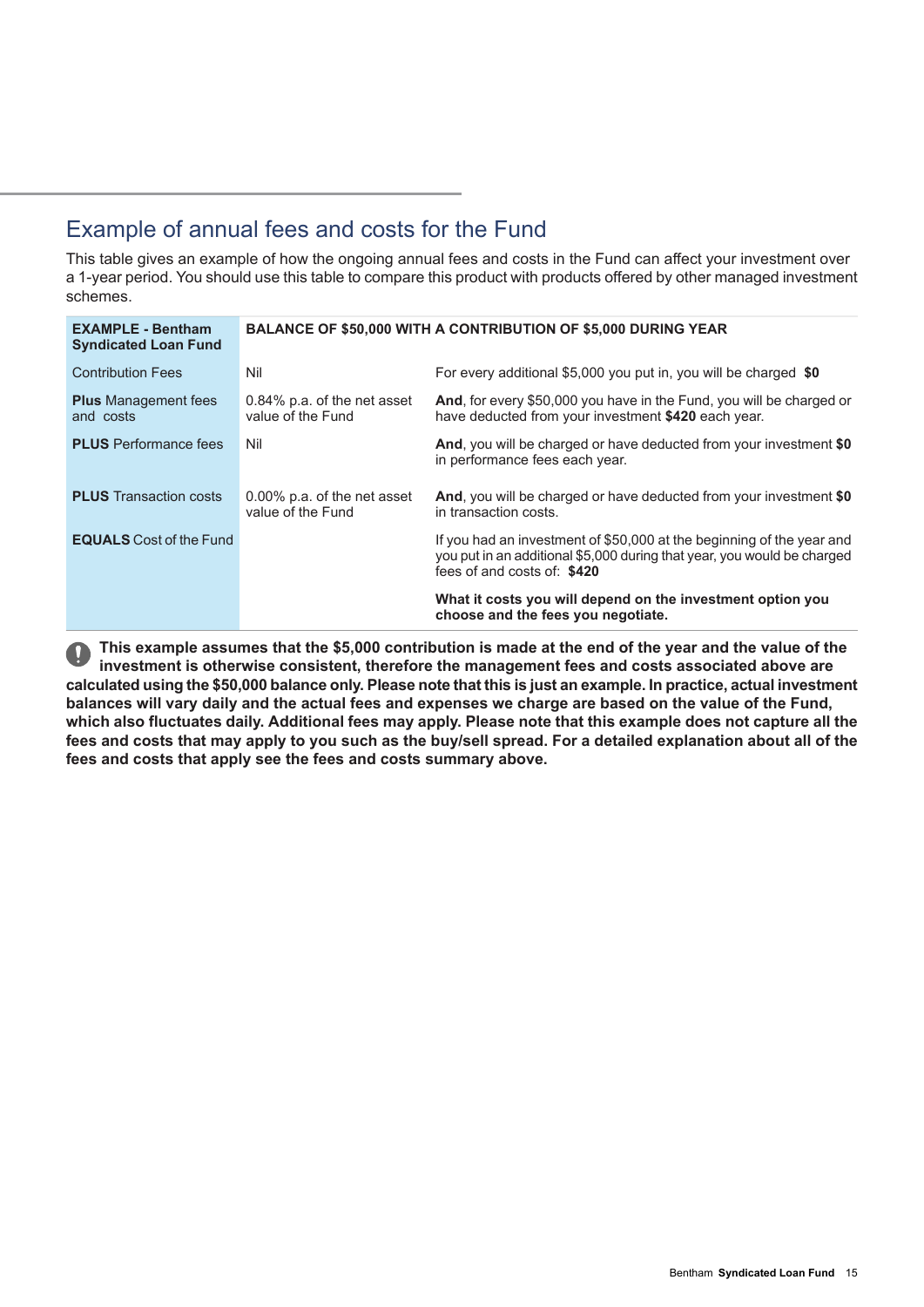## Example of annual fees and costs for the Fund

This table gives an example of how the ongoing annual fees and costs in the Fund can affect your investment over a 1-year period. You should use this table to compare this product with products offered by other managed investment schemes.

| **EXAMPLE - Bentham Syndicated Loan Fund** | **BALANCE OF $50,000 WITH A CONTRIBUTION OF $5,000 DURING YEAR** | |
|---|---|---|
| Contribution Fees | Nil | For every additional $5,000 you put in, you will be charged **$0** |
| **Plus** Management fees and costs | 0.84% p.a. of the net asset value of the Fund | **And**, for every $50,000 you have in the Fund, you will be charged or have deducted from your investment **$420** each year. |
| **PLUS** Performance fees | Nil | **And**, you will be charged or have deducted from your investment **$0** in performance fees each year. |
| **PLUS** Transaction costs | 0.00% p.a. of the net asset value of the Fund | **And**, you will be charged or have deducted from your investment **$0** in transaction costs. |
| **EQUALS** Cost of the Fund | | If you had an investment of $50,000 at the beginning of the year and you put in an additional $5,000 during that year, you would be charged fees of and costs of: **$420**<br><br>**What it costs you will depend on the investment option you choose and the fees you negotiate.** |

**This example assumes that the $5,000 contribution is made at the end of the year and the value of the investment is otherwise consistent, therefore the management fees and costs associated above are calculated using the $50,000 balance only. Please note that this is just an example. In practice, actual investment balances will vary daily and the actual fees and expenses we charge are based on the value of the Fund, which also fluctuates daily. Additional fees may apply. Please note that this example does not capture all the fees and costs that may apply to you such as the buy/sell spread. For a detailed explanation about all of the fees and costs that apply see the fees and costs summary above.**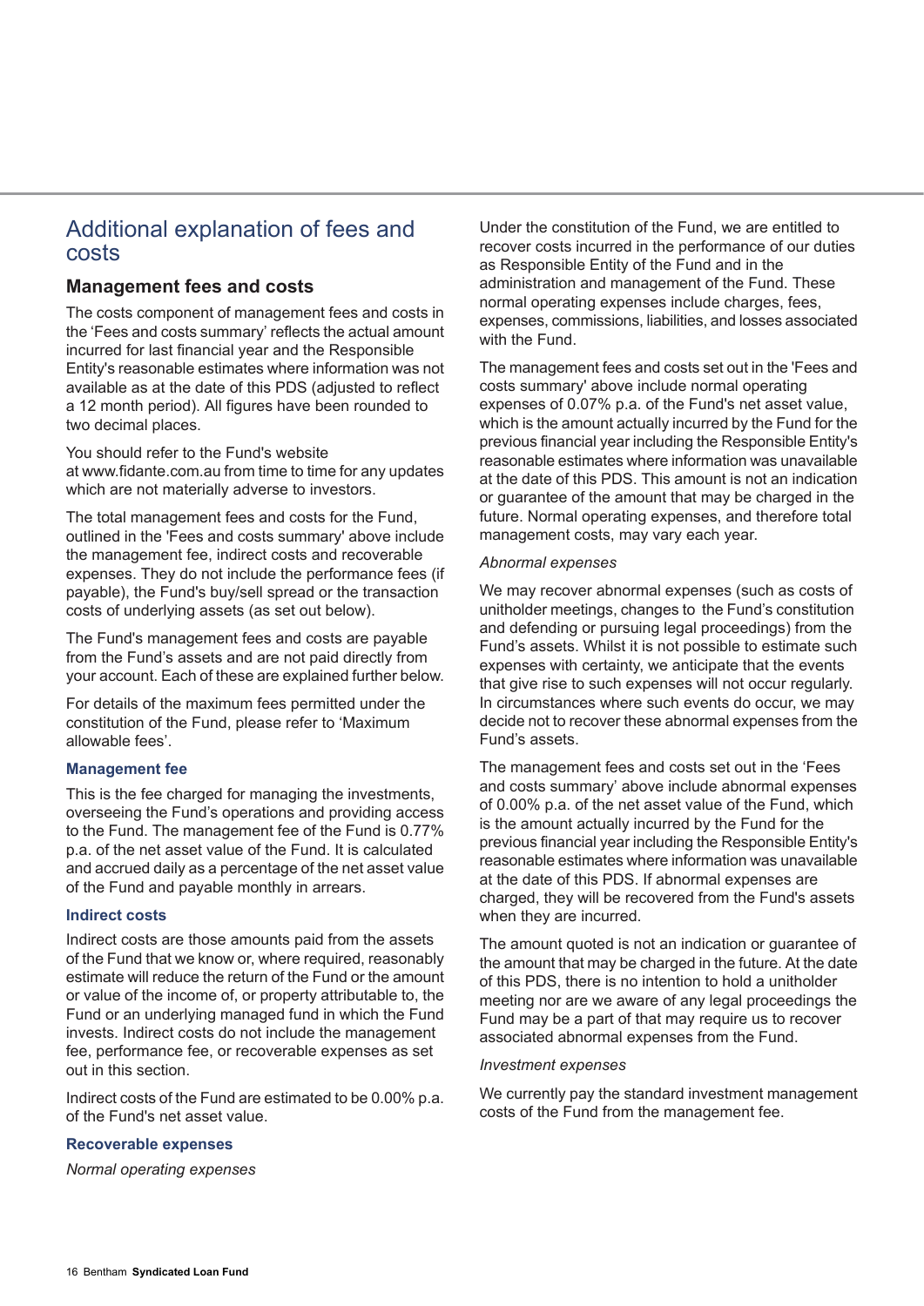# Additional explanation of fees and costs

## Management fees and costs

The costs component of management fees and costs in the 'Fees and costs summary' reflects the actual amount incurred for last financial year and the Responsible Entity's reasonable estimates where information was not available as at the date of this PDS (adjusted to reflect a 12 month period). All figures have been rounded to two decimal places.

You should refer to the Fund's website at www.fidante.com.au from time to time for any updates which are not materially adverse to investors.

The total management fees and costs for the Fund, outlined in the 'Fees and costs summary' above include the management fee, indirect costs and recoverable expenses. They do not include the performance fees (if payable), the Fund's buy/sell spread or the transaction costs of underlying assets (as set out below).

The Fund's management fees and costs are payable from the Fund's assets and are not paid directly from your account. Each of these are explained further below.

For details of the maximum fees permitted under the constitution of the Fund, please refer to 'Maximum allowable fees'.

### Management fee

This is the fee charged for managing the investments, overseeing the Fund's operations and providing access to the Fund. The management fee of the Fund is 0.77% p.a. of the net asset value of the Fund. It is calculated and accrued daily as a percentage of the net asset value of the Fund and payable monthly in arrears.

### Indirect costs

Indirect costs are those amounts paid from the assets of the Fund that we know or, where required, reasonably estimate will reduce the return of the Fund or the amount or value of the income of, or property attributable to, the Fund or an underlying managed fund in which the Fund invests. Indirect costs do not include the management fee, performance fee, or recoverable expenses as set out in this section.

Indirect costs of the Fund are estimated to be 0.00% p.a. of the Fund's net asset value.

### Recoverable expenses

*Normal operating expenses*

Under the constitution of the Fund, we are entitled to recover costs incurred in the performance of our duties as Responsible Entity of the Fund and in the administration and management of the Fund. These normal operating expenses include charges, fees, expenses, commissions, liabilities, and losses associated with the Fund.

The management fees and costs set out in the 'Fees and costs summary' above include normal operating expenses of 0.07% p.a. of the Fund's net asset value, which is the amount actually incurred by the Fund for the previous financial year including the Responsible Entity's reasonable estimates where information was unavailable at the date of this PDS. This amount is not an indication or guarantee of the amount that may be charged in the future. Normal operating expenses, and therefore total management costs, may vary each year.

*Abnormal expenses*

We may recover abnormal expenses (such as costs of unitholder meetings, changes to the Fund's constitution and defending or pursuing legal proceedings) from the Fund's assets. Whilst it is not possible to estimate such expenses with certainty, we anticipate that the events that give rise to such expenses will not occur regularly. In circumstances where such events do occur, we may decide not to recover these abnormal expenses from the Fund's assets.

The management fees and costs set out in the 'Fees and costs summary' above include abnormal expenses of 0.00% p.a. of the net asset value of the Fund, which is the amount actually incurred by the Fund for the previous financial year including the Responsible Entity's reasonable estimates where information was unavailable at the date of this PDS. If abnormal expenses are charged, they will be recovered from the Fund's assets when they are incurred.

The amount quoted is not an indication or guarantee of the amount that may be charged in the future. At the date of this PDS, there is no intention to hold a unitholder meeting nor are we aware of any legal proceedings the Fund may be a part of that may require us to recover associated abnormal expenses from the Fund.

*Investment expenses*

We currently pay the standard investment management costs of the Fund from the management fee.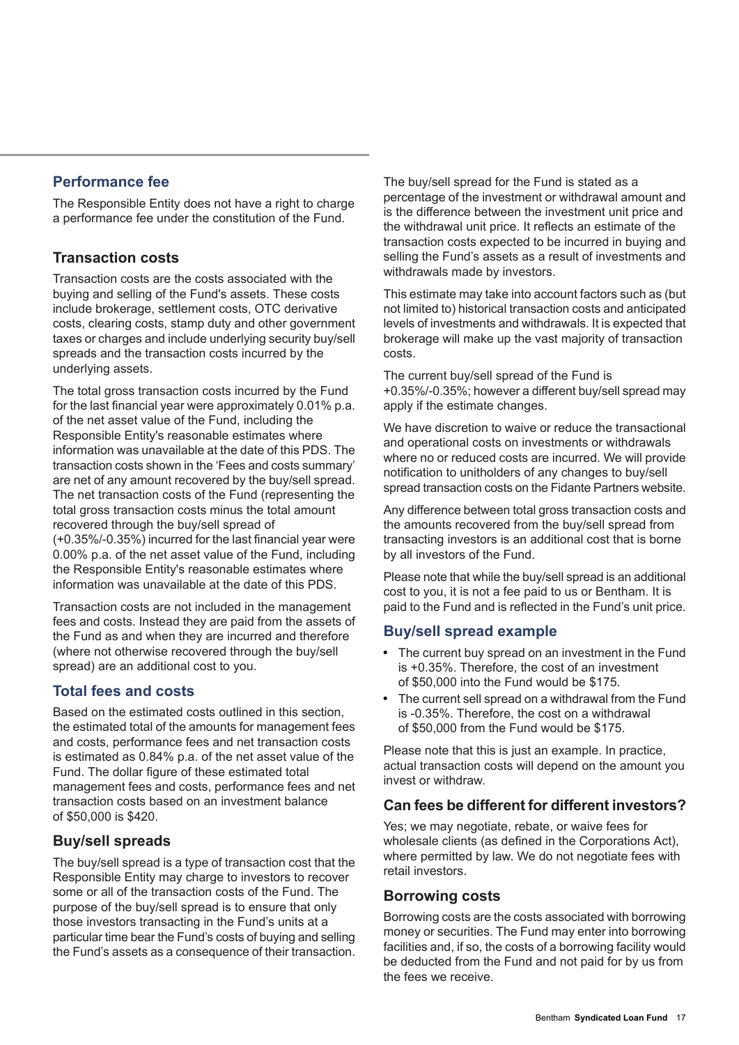## Performance fee

The Responsible Entity does not have a right to charge a performance fee under the constitution of the Fund.

## Transaction costs

Transaction costs are the costs associated with the buying and selling of the Fund's assets. These costs include brokerage, settlement costs, OTC derivative costs, clearing costs, stamp duty and other government taxes or charges and include underlying security buy/sell spreads and the transaction costs incurred by the underlying assets.

The total gross transaction costs incurred by the Fund for the last financial year were approximately 0.01% p.a. of the net asset value of the Fund, including the Responsible Entity's reasonable estimates where information was unavailable at the date of this PDS. The transaction costs shown in the 'Fees and costs summary' are net of any amount recovered by the buy/sell spread. The net transaction costs of the Fund (representing the total gross transaction costs minus the total amount recovered through the buy/sell spread of (+0.35%/-0.35%) incurred for the last financial year were 0.00% p.a. of the net asset value of the Fund, including the Responsible Entity's reasonable estimates where information was unavailable at the date of this PDS.

Transaction costs are not included in the management fees and costs. Instead they are paid from the assets of the Fund as and when they are incurred and therefore (where not otherwise recovered through the buy/sell spread) are an additional cost to you.

## Total fees and costs

Based on the estimated costs outlined in this section, the estimated total of the amounts for management fees and costs, performance fees and net transaction costs is estimated as 0.84% p.a. of the net asset value of the Fund. The dollar figure of these estimated total management fees and costs, performance fees and net transaction costs based on an investment balance of $50,000 is $420.

## Buy/sell spreads

The buy/sell spread is a type of transaction cost that the Responsible Entity may charge to investors to recover some or all of the transaction costs of the Fund. The purpose of the buy/sell spread is to ensure that only those investors transacting in the Fund's units at a particular time bear the Fund's costs of buying and selling the Fund's assets as a consequence of their transaction.

The buy/sell spread for the Fund is stated as a percentage of the investment or withdrawal amount and is the difference between the investment unit price and the withdrawal unit price. It reflects an estimate of the transaction costs expected to be incurred in buying and selling the Fund's assets as a result of investments and withdrawals made by investors.

This estimate may take into account factors such as (but not limited to) historical transaction costs and anticipated levels of investments and withdrawals. It is expected that brokerage will make up the vast majority of transaction costs.

The current buy/sell spread of the Fund is +0.35%/-0.35%; however a different buy/sell spread may apply if the estimate changes.

We have discretion to waive or reduce the transactional and operational costs on investments or withdrawals where no or reduced costs are incurred. We will provide notification to unitholders of any changes to buy/sell spread transaction costs on the Fidante Partners website.

Any difference between total gross transaction costs and the amounts recovered from the buy/sell spread from transacting investors is an additional cost that is borne by all investors of the Fund.

Please note that while the buy/sell spread is an additional cost to you, it is not a fee paid to us or Bentham. It is paid to the Fund and is reflected in the Fund's unit price.

## Buy/sell spread example

- The current buy spread on an investment in the Fund is +0.35%. Therefore, the cost of an investment of $50,000 into the Fund would be $175.
- The current sell spread on a withdrawal from the Fund is -0.35%. Therefore, the cost on a withdrawal of $50,000 from the Fund would be $175.

Please note that this is just an example. In practice, actual transaction costs will depend on the amount you invest or withdraw.

## Can fees be different for different investors?

Yes; we may negotiate, rebate, or waive fees for wholesale clients (as defined in the Corporations Act), where permitted by law. We do not negotiate fees with retail investors.

## Borrowing costs

Borrowing costs are the costs associated with borrowing money or securities. The Fund may enter into borrowing facilities and, if so, the costs of a borrowing facility would be deducted from the Fund and not paid for by us from the fees we receive.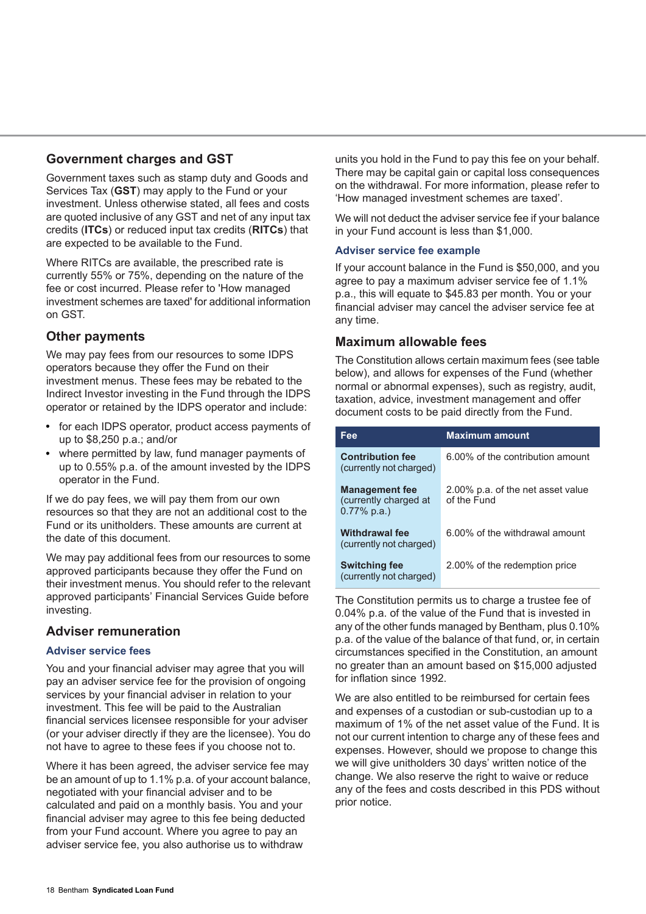## Government charges and GST

Government taxes such as stamp duty and Goods and Services Tax (**GST**) may apply to the Fund or your investment. Unless otherwise stated, all fees and costs are quoted inclusive of any GST and net of any input tax credits (**ITCs**) or reduced input tax credits (**RITCs**) that are expected to be available to the Fund.

Where RITCs are available, the prescribed rate is currently 55% or 75%, depending on the nature of the fee or cost incurred. Please refer to 'How managed investment schemes are taxed' for additional information on GST.

## Other payments

We may pay fees from our resources to some IDPS operators because they offer the Fund on their investment menus. These fees may be rebated to the Indirect Investor investing in the Fund through the IDPS operator or retained by the IDPS operator and include:

- for each IDPS operator, product access payments of up to $8,250 p.a.; and/or
- where permitted by law, fund manager payments of up to 0.55% p.a. of the amount invested by the IDPS operator in the Fund.

If we do pay fees, we will pay them from our own resources so that they are not an additional cost to the Fund or its unitholders. These amounts are current at the date of this document.

We may pay additional fees from our resources to some approved participants because they offer the Fund on their investment menus. You should refer to the relevant approved participants' Financial Services Guide before investing.

## Adviser remuneration

### Adviser service fees

You and your financial adviser may agree that you will pay an adviser service fee for the provision of ongoing services by your financial adviser in relation to your investment. This fee will be paid to the Australian financial services licensee responsible for your adviser (or your adviser directly if they are the licensee). You do not have to agree to these fees if you choose not to.

Where it has been agreed, the adviser service fee may be an amount of up to 1.1% p.a. of your account balance, negotiated with your financial adviser and to be calculated and paid on a monthly basis. You and your financial adviser may agree to this fee being deducted from your Fund account. Where you agree to pay an adviser service fee, you also authorise us to withdraw units you hold in the Fund to pay this fee on your behalf. There may be capital gain or capital loss consequences on the withdrawal. For more information, please refer to 'How managed investment schemes are taxed'.

We will not deduct the adviser service fee if your balance in your Fund account is less than $1,000.

### Adviser service fee example

If your account balance in the Fund is $50,000, and you agree to pay a maximum adviser service fee of 1.1% p.a., this will equate to $45.83 per month. You or your financial adviser may cancel the adviser service fee at any time.

## Maximum allowable fees

The Constitution allows certain maximum fees (see table below), and allows for expenses of the Fund (whether normal or abnormal expenses), such as registry, audit, taxation, advice, investment management and offer document costs to be paid directly from the Fund.

| Fee | Maximum amount |
|---|---|
| **Contribution fee** (currently not charged) | 6.00% of the contribution amount |
| **Management fee** (currently charged at 0.77% p.a.) | 2.00% p.a. of the net asset value of the Fund |
| **Withdrawal fee** (currently not charged) | 6.00% of the withdrawal amount |
| **Switching fee** (currently not charged) | 2.00% of the redemption price |

The Constitution permits us to charge a trustee fee of 0.04% p.a. of the value of the Fund that is invested in any of the other funds managed by Bentham, plus 0.10% p.a. of the value of the balance of that fund, or, in certain circumstances specified in the Constitution, an amount no greater than an amount based on $15,000 adjusted for inflation since 1992.

We are also entitled to be reimbursed for certain fees and expenses of a custodian or sub-custodian up to a maximum of 1% of the net asset value of the Fund. It is not our current intention to charge any of these fees and expenses. However, should we propose to change this we will give unitholders 30 days' written notice of the change. We also reserve the right to waive or reduce any of the fees and costs described in this PDS without prior notice.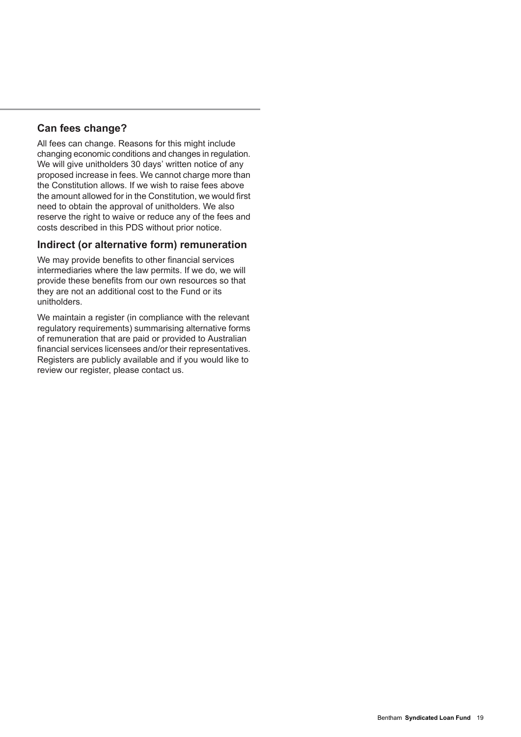## Can fees change?

All fees can change. Reasons for this might include changing economic conditions and changes in regulation. We will give unitholders 30 days' written notice of any proposed increase in fees. We cannot charge more than the Constitution allows. If we wish to raise fees above the amount allowed for in the Constitution, we would first need to obtain the approval of unitholders. We also reserve the right to waive or reduce any of the fees and costs described in this PDS without prior notice.

## Indirect (or alternative form) remuneration

We may provide benefits to other financial services intermediaries where the law permits. If we do, we will provide these benefits from our own resources so that they are not an additional cost to the Fund or its unitholders.

We maintain a register (in compliance with the relevant regulatory requirements) summarising alternative forms of remuneration that are paid or provided to Australian financial services licensees and/or their representatives. Registers are publicly available and if you would like to review our register, please contact us.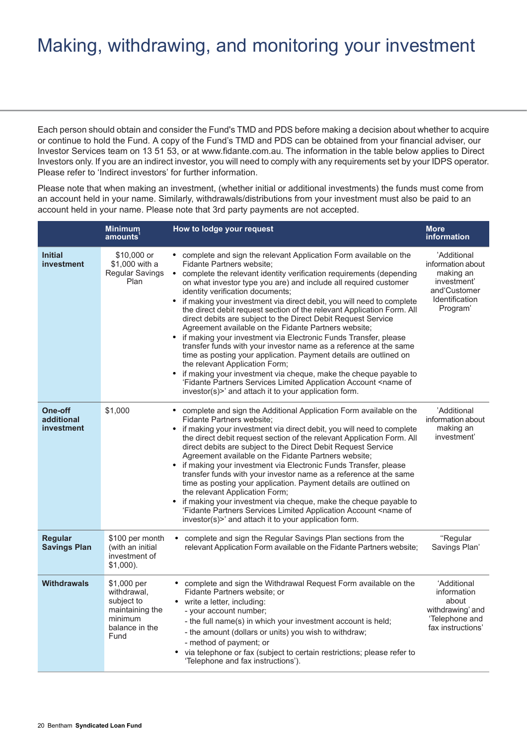# Making, withdrawing, and monitoring your investment

Each person should obtain and consider the Fund's TMD and PDS before making a decision about whether to acquire or continue to hold the Fund. A copy of the Fund's TMD and PDS can be obtained from your financial adviser, our Investor Services team on 13 51 53, or at www.fidante.com.au. The information in the table below applies to Direct Investors only. If you are an indirect investor, you will need to comply with any requirements set by your IDPS operator. Please refer to 'Indirect investors' for further information.

Please note that when making an investment, (whether initial or additional investments) the funds must come from an account held in your name. Similarly, withdrawals/distributions from your investment must also be paid to an account held in your name. Please note that 3rd party payments are not accepted.

| | Minimum amounts[1] | How to lodge your request | More information |
|---|---|---|---|
| **Initial investment** | $10,000 or $1,000 with a Regular Savings Plan | • complete and sign the relevant Application Form available on the Fidante Partners website;<br>• complete the relevant identity verification requirements (depending on what investor type you are) and include all required customer identity verification documents;<br>• if making your investment via direct debit, you will need to complete the direct debit request section of the relevant Application Form. All direct debits are subject to the Direct Debit Request Service Agreement available on the Fidante Partners website;<br>• if making your investment via Electronic Funds Transfer, please transfer funds with your investor name as a reference at the same time as posting your application. Payment details are outlined on the relevant Application Form;<br>• if making your investment via cheque, make the cheque payable to 'Fidante Partners Services Limited Application Account <name of investor(s)>' and attach it to your application form. | 'Additional information about making an investment' and'Customer Identification Program' |
| **One-off additional investment** | $1,000 | • complete and sign the Additional Application Form available on the Fidante Partners website;<br>• if making your investment via direct debit, you will need to complete the direct debit request section of the relevant Application Form. All direct debits are subject to the Direct Debit Request Service Agreement available on the Fidante Partners website;<br>• if making your investment via Electronic Funds Transfer, please transfer funds with your investor name as a reference at the same time as posting your application. Payment details are outlined on the relevant Application Form;<br>• if making your investment via cheque, make the cheque payable to 'Fidante Partners Services Limited Application Account <name of investor(s)>' and attach it to your application form. | 'Additional information about making an investment' |
| **Regular Savings Plan** | $100 per month (with an initial investment of $1,000). | • complete and sign the Regular Savings Plan sections from the relevant Application Form available on the Fidante Partners website; | "Regular Savings Plan' |
| **Withdrawals** | $1,000 per withdrawal, subject to maintaining the minimum balance in the Fund | • complete and sign the Withdrawal Request Form available on the Fidante Partners website; or<br>• write a letter, including:<br>- your account number;<br>- the full name(s) in which your investment account is held;<br>- the amount (dollars or units) you wish to withdraw;<br>- method of payment; or<br>• via telephone or fax (subject to certain restrictions; please refer to 'Telephone and fax instructions'). | 'Additional information about withdrawing' and 'Telephone and fax instructions' |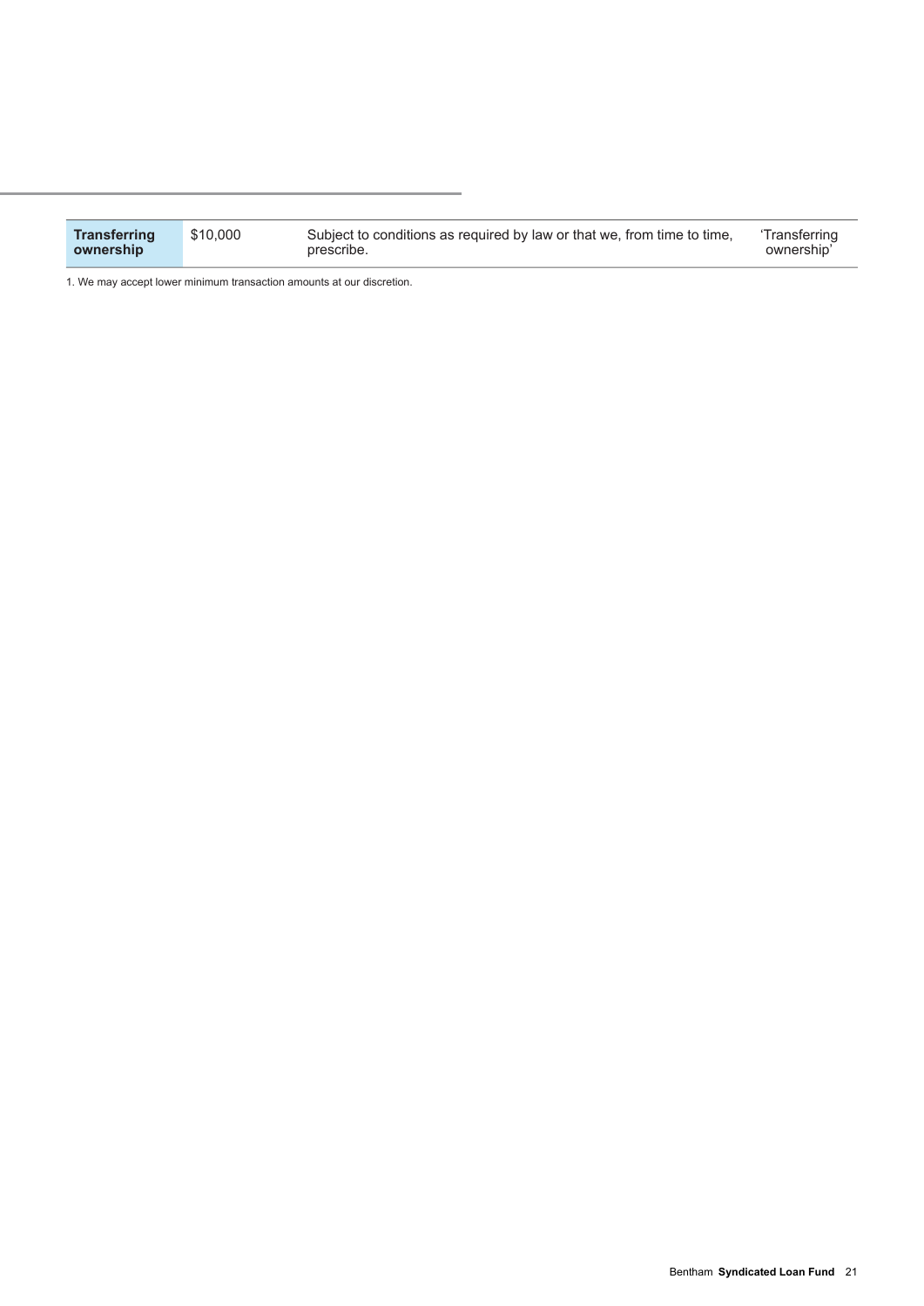| | | | |
|---|---|---|---|
| **Transferring ownership** | $10,000 | Subject to conditions as required by law or that we, from time to time, prescribe. | 'Transferring ownership' |

1. We may accept lower minimum transaction amounts at our discretion.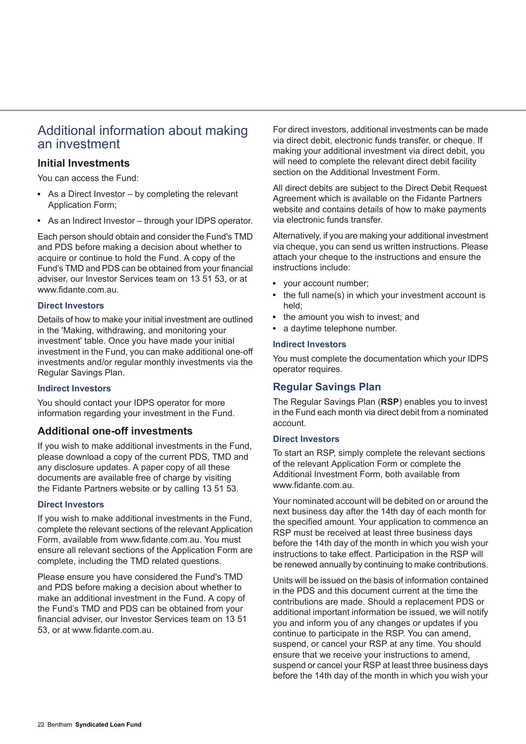# Additional information about making an investment

## Initial Investments

You can access the Fund:

- As a Direct Investor – by completing the relevant Application Form;
- As an Indirect Investor – through your IDPS operator.

Each person should obtain and consider the Fund's TMD and PDS before making a decision about whether to acquire or continue to hold the Fund. A copy of the Fund's TMD and PDS can be obtained from your financial adviser, our Investor Services team on 13 51 53, or at www.fidante.com.au.

### Direct Investors

Details of how to make your initial investment are outlined in the 'Making, withdrawing, and monitoring your investment' table. Once you have made your initial investment in the Fund, you can make additional one-off investments and/or regular monthly investments via the Regular Savings Plan.

### Indirect Investors

You should contact your IDPS operator for more information regarding your investment in the Fund.

## Additional one-off investments

If you wish to make additional investments in the Fund, please download a copy of the current PDS, TMD and any disclosure updates. A paper copy of all these documents are available free of charge by visiting the Fidante Partners website or by calling 13 51 53.

### Direct Investors

If you wish to make additional investments in the Fund, complete the relevant sections of the relevant Application Form, available from www.fidante.com.au. You must ensure all relevant sections of the Application Form are complete, including the TMD related questions.

Please ensure you have considered the Fund's TMD and PDS before making a decision about whether to make an additional investment in the Fund. A copy of the Fund's TMD and PDS can be obtained from your financial adviser, our Investor Services team on 13 51 53, or at www.fidante.com.au.

For direct investors, additional investments can be made via direct debit, electronic funds transfer, or cheque. If making your additional investment via direct debit, you will need to complete the relevant direct debit facility section on the Additional Investment Form.

All direct debits are subject to the Direct Debit Request Agreement which is available on the Fidante Partners website and contains details of how to make payments via electronic funds transfer.

Alternatively, if you are making your additional investment via cheque, you can send us written instructions. Please attach your cheque to the instructions and ensure the instructions include:

- your account number;
- the full name(s) in which your investment account is held;
- the amount you wish to invest; and
- a daytime telephone number.

### Indirect Investors

You must complete the documentation which your IDPS operator requires.

## Regular Savings Plan

The Regular Savings Plan (**RSP**) enables you to invest in the Fund each month via direct debit from a nominated account.

### Direct Investors

To start an RSP, simply complete the relevant sections of the relevant Application Form or complete the Additional Investment Form, both available from www.fidante.com.au.

Your nominated account will be debited on or around the next business day after the 14th day of each month for the specified amount. Your application to commence an RSP must be received at least three business days before the 14th day of the month in which you wish your instructions to take effect. Participation in the RSP will be renewed annually by continuing to make contributions.

Units will be issued on the basis of information contained in the PDS and this document current at the time the contributions are made. Should a replacement PDS or additional important information be issued, we will notify you and inform you of any changes or updates if you continue to participate in the RSP. You can amend, suspend, or cancel your RSP at any time. You should ensure that we receive your instructions to amend, suspend or cancel your RSP at least three business days before the 14th day of the month in which you wish your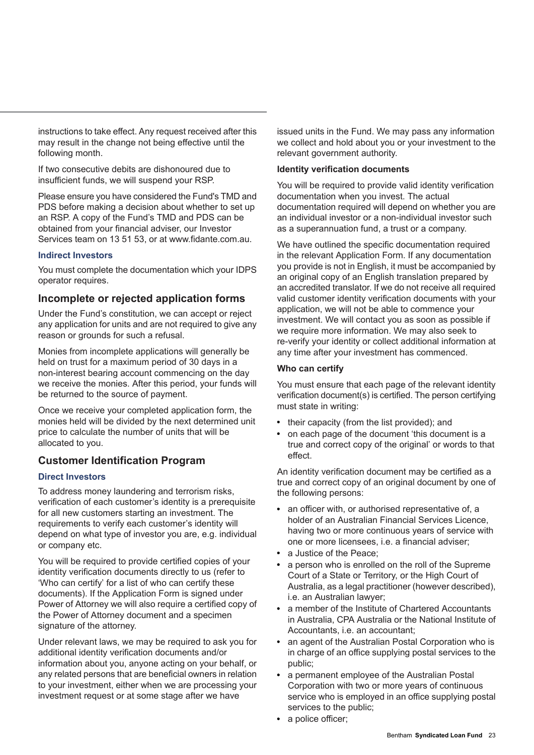instructions to take effect. Any request received after this may result in the change not being effective until the following month.

If two consecutive debits are dishonoured due to insufficient funds, we will suspend your RSP.

Please ensure you have considered the Fund's TMD and PDS before making a decision about whether to set up an RSP. A copy of the Fund's TMD and PDS can be obtained from your financial adviser, our Investor Services team on 13 51 53, or at www.fidante.com.au.

### Indirect Investors

You must complete the documentation which your IDPS operator requires.

## Incomplete or rejected application forms

Under the Fund's constitution, we can accept or reject any application for units and are not required to give any reason or grounds for such a refusal.

Monies from incomplete applications will generally be held on trust for a maximum period of 30 days in a non-interest bearing account commencing on the day we receive the monies. After this period, your funds will be returned to the source of payment.

Once we receive your completed application form, the monies held will be divided by the next determined unit price to calculate the number of units that will be allocated to you.

## Customer Identification Program

### Direct Investors

To address money laundering and terrorism risks, verification of each customer's identity is a prerequisite for all new customers starting an investment. The requirements to verify each customer's identity will depend on what type of investor you are, e.g. individual or company etc.

You will be required to provide certified copies of your identity verification documents directly to us (refer to 'Who can certify' for a list of who can certify these documents). If the Application Form is signed under Power of Attorney we will also require a certified copy of the Power of Attorney document and a specimen signature of the attorney.

Under relevant laws, we may be required to ask you for additional identity verification documents and/or information about you, anyone acting on your behalf, or any related persons that are beneficial owners in relation to your investment, either when we are processing your investment request or at some stage after we have issued units in the Fund. We may pass any information we collect and hold about you or your investment to the relevant government authority.

**Identity verification documents**

You will be required to provide valid identity verification documentation when you invest. The actual documentation required will depend on whether you are an individual investor or a non-individual investor such as a superannuation fund, a trust or a company.

We have outlined the specific documentation required in the relevant Application Form. If any documentation you provide is not in English, it must be accompanied by an original copy of an English translation prepared by an accredited translator. If we do not receive all required valid customer identity verification documents with your application, we will not be able to commence your investment. We will contact you as soon as possible if we require more information. We may also seek to re-verify your identity or collect additional information at any time after your investment has commenced.

**Who can certify**

You must ensure that each page of the relevant identity verification document(s) is certified. The person certifying must state in writing:

- their capacity (from the list provided); and
- on each page of the document 'this document is a true and correct copy of the original' or words to that effect.

An identity verification document may be certified as a true and correct copy of an original document by one of the following persons:

- an officer with, or authorised representative of, a holder of an Australian Financial Services Licence, having two or more continuous years of service with one or more licensees, i.e. a financial adviser;
- a Justice of the Peace;
- a person who is enrolled on the roll of the Supreme Court of a State or Territory, or the High Court of Australia, as a legal practitioner (however described), i.e. an Australian lawyer;
- a member of the Institute of Chartered Accountants in Australia, CPA Australia or the National Institute of Accountants, i.e. an accountant;
- an agent of the Australian Postal Corporation who is in charge of an office supplying postal services to the public;
- a permanent employee of the Australian Postal Corporation with two or more years of continuous service who is employed in an office supplying postal services to the public;
- a police officer;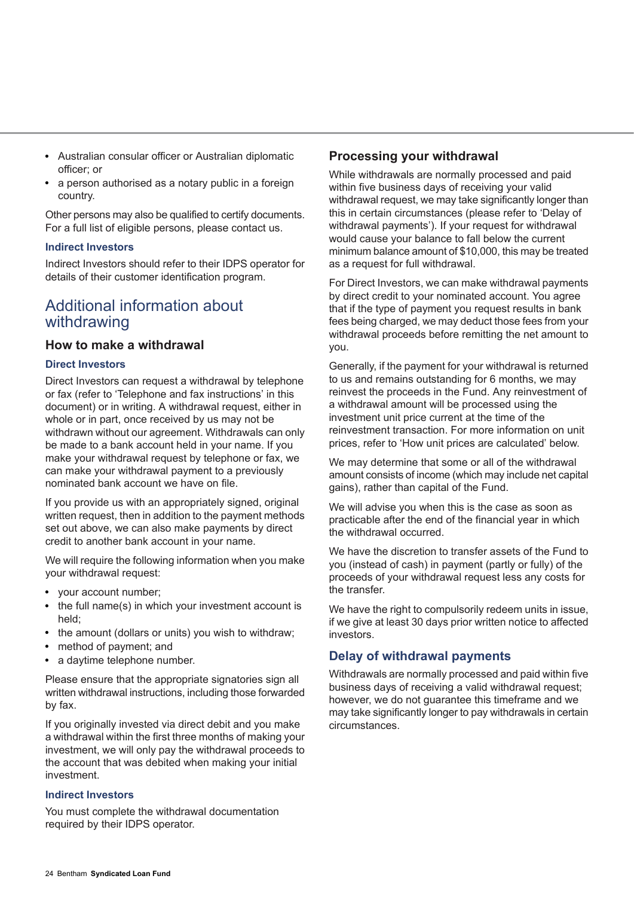- Australian consular officer or Australian diplomatic officer; or
- a person authorised as a notary public in a foreign country.

Other persons may also be qualified to certify documents. For a full list of eligible persons, please contact us.

### Indirect Investors

Indirect Investors should refer to their IDPS operator for details of their customer identification program.

# Additional information about withdrawing

## How to make a withdrawal

### Direct Investors

Direct Investors can request a withdrawal by telephone or fax (refer to 'Telephone and fax instructions' in this document) or in writing. A withdrawal request, either in whole or in part, once received by us may not be withdrawn without our agreement. Withdrawals can only be made to a bank account held in your name. If you make your withdrawal request by telephone or fax, we can make your withdrawal payment to a previously nominated bank account we have on file.

If you provide us with an appropriately signed, original written request, then in addition to the payment methods set out above, we can also make payments by direct credit to another bank account in your name.

We will require the following information when you make your withdrawal request:

- your account number;
- the full name(s) in which your investment account is held;
- the amount (dollars or units) you wish to withdraw;
- method of payment; and
- a daytime telephone number.

Please ensure that the appropriate signatories sign all written withdrawal instructions, including those forwarded by fax.

If you originally invested via direct debit and you make a withdrawal within the first three months of making your investment, we will only pay the withdrawal proceeds to the account that was debited when making your initial investment.

### Indirect Investors

You must complete the withdrawal documentation required by their IDPS operator.

## Processing your withdrawal

While withdrawals are normally processed and paid within five business days of receiving your valid withdrawal request, we may take significantly longer than this in certain circumstances (please refer to 'Delay of withdrawal payments'). If your request for withdrawal would cause your balance to fall below the current minimum balance amount of $10,000, this may be treated as a request for full withdrawal.

For Direct Investors, we can make withdrawal payments by direct credit to your nominated account. You agree that if the type of payment you request results in bank fees being charged, we may deduct those fees from your withdrawal proceeds before remitting the net amount to you.

Generally, if the payment for your withdrawal is returned to us and remains outstanding for 6 months, we may reinvest the proceeds in the Fund. Any reinvestment of a withdrawal amount will be processed using the investment unit price current at the time of the reinvestment transaction. For more information on unit prices, refer to 'How unit prices are calculated' below.

We may determine that some or all of the withdrawal amount consists of income (which may include net capital gains), rather than capital of the Fund.

We will advise you when this is the case as soon as practicable after the end of the financial year in which the withdrawal occurred.

We have the discretion to transfer assets of the Fund to you (instead of cash) in payment (partly or fully) of the proceeds of your withdrawal request less any costs for the transfer.

We have the right to compulsorily redeem units in issue, if we give at least 30 days prior written notice to affected investors.

### Delay of withdrawal payments

Withdrawals are normally processed and paid within five business days of receiving a valid withdrawal request; however, we do not guarantee this timeframe and we may take significantly longer to pay withdrawals in certain circumstances.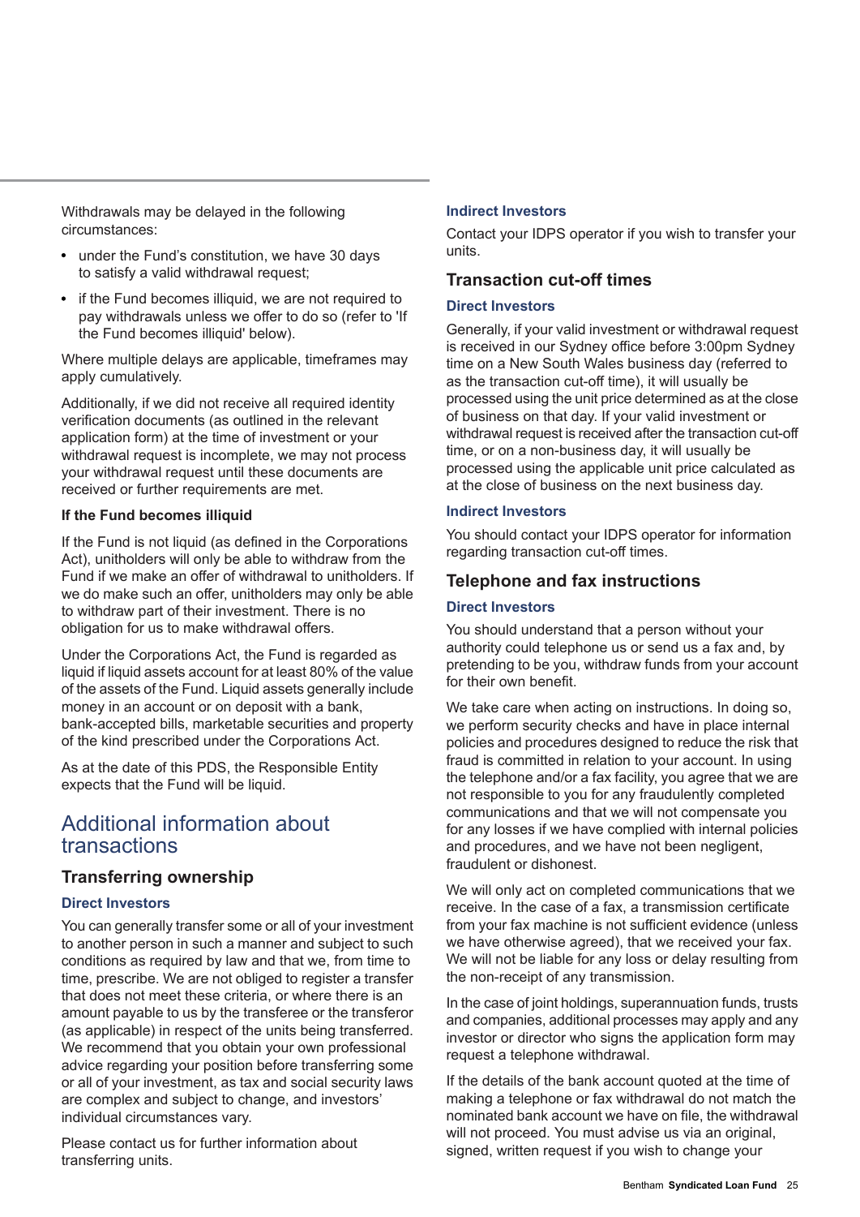Withdrawals may be delayed in the following circumstances:

- under the Fund's constitution, we have 30 days to satisfy a valid withdrawal request;
- if the Fund becomes illiquid, we are not required to pay withdrawals unless we offer to do so (refer to 'If the Fund becomes illiquid' below).

Where multiple delays are applicable, timeframes may apply cumulatively.

Additionally, if we did not receive all required identity verification documents (as outlined in the relevant application form) at the time of investment or your withdrawal request is incomplete, we may not process your withdrawal request until these documents are received or further requirements are met.

**If the Fund becomes illiquid**

If the Fund is not liquid (as defined in the Corporations Act), unitholders will only be able to withdraw from the Fund if we make an offer of withdrawal to unitholders. If we do make such an offer, unitholders may only be able to withdraw part of their investment. There is no obligation for us to make withdrawal offers.

Under the Corporations Act, the Fund is regarded as liquid if liquid assets account for at least 80% of the value of the assets of the Fund. Liquid assets generally include money in an account or on deposit with a bank, bank-accepted bills, marketable securities and property of the kind prescribed under the Corporations Act.

As at the date of this PDS, the Responsible Entity expects that the Fund will be liquid.

## Additional information about transactions

### Transferring ownership

#### Direct Investors

You can generally transfer some or all of your investment to another person in such a manner and subject to such conditions as required by law and that we, from time to time, prescribe. We are not obliged to register a transfer that does not meet these criteria, or where there is an amount payable to us by the transferee or the transferor (as applicable) in respect of the units being transferred. We recommend that you obtain your own professional advice regarding your position before transferring some or all of your investment, as tax and social security laws are complex and subject to change, and investors' individual circumstances vary.

Please contact us for further information about transferring units.

#### Indirect Investors

Contact your IDPS operator if you wish to transfer your units.

### Transaction cut-off times

#### Direct Investors

Generally, if your valid investment or withdrawal request is received in our Sydney office before 3:00pm Sydney time on a New South Wales business day (referred to as the transaction cut-off time), it will usually be processed using the unit price determined as at the close of business on that day. If your valid investment or withdrawal request is received after the transaction cut-off time, or on a non-business day, it will usually be processed using the applicable unit price calculated as at the close of business on the next business day.

#### Indirect Investors

You should contact your IDPS operator for information regarding transaction cut-off times.

### Telephone and fax instructions

#### Direct Investors

You should understand that a person without your authority could telephone us or send us a fax and, by pretending to be you, withdraw funds from your account for their own benefit.

We take care when acting on instructions. In doing so, we perform security checks and have in place internal policies and procedures designed to reduce the risk that fraud is committed in relation to your account. In using the telephone and/or a fax facility, you agree that we are not responsible to you for any fraudulently completed communications and that we will not compensate you for any losses if we have complied with internal policies and procedures, and we have not been negligent, fraudulent or dishonest.

We will only act on completed communications that we receive. In the case of a fax, a transmission certificate from your fax machine is not sufficient evidence (unless we have otherwise agreed), that we received your fax. We will not be liable for any loss or delay resulting from the non-receipt of any transmission.

In the case of joint holdings, superannuation funds, trusts and companies, additional processes may apply and any investor or director who signs the application form may request a telephone withdrawal.

If the details of the bank account quoted at the time of making a telephone or fax withdrawal do not match the nominated bank account we have on file, the withdrawal will not proceed. You must advise us via an original, signed, written request if you wish to change your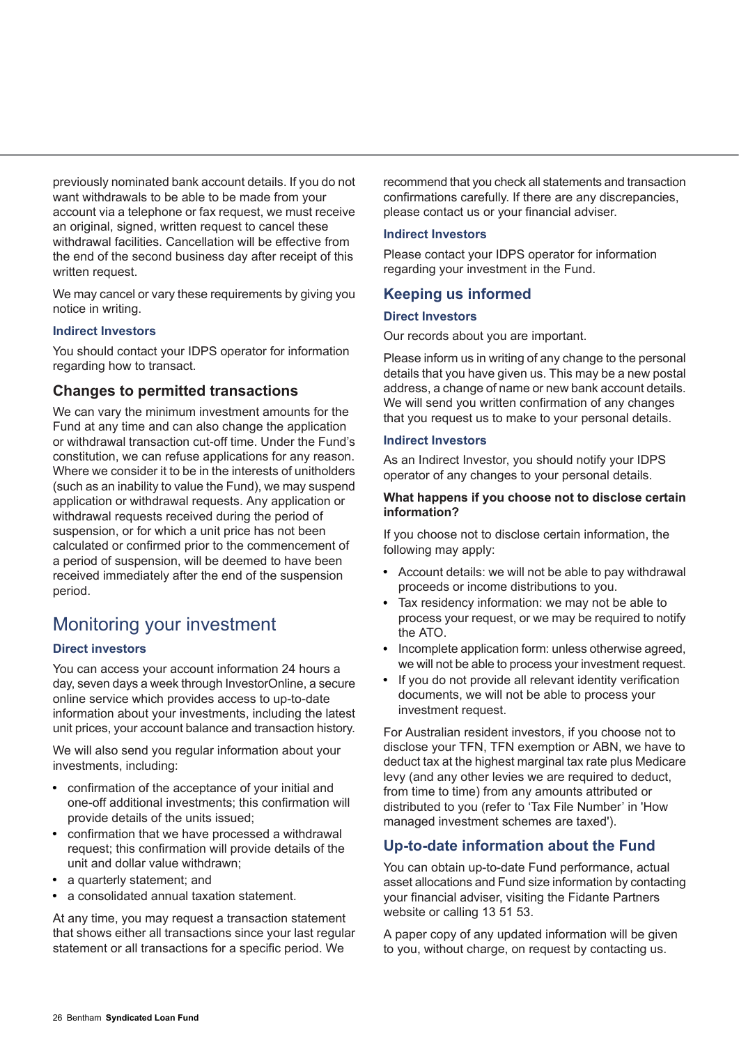previously nominated bank account details. If you do not want withdrawals to be able to be made from your account via a telephone or fax request, we must receive an original, signed, written request to cancel these withdrawal facilities. Cancellation will be effective from the end of the second business day after receipt of this written request.

We may cancel or vary these requirements by giving you notice in writing.

### Indirect Investors

You should contact your IDPS operator for information regarding how to transact.

### Changes to permitted transactions

We can vary the minimum investment amounts for the Fund at any time and can also change the application or withdrawal transaction cut-off time. Under the Fund's constitution, we can refuse applications for any reason. Where we consider it to be in the interests of unitholders (such as an inability to value the Fund), we may suspend application or withdrawal requests. Any application or withdrawal requests received during the period of suspension, or for which a unit price has not been calculated or confirmed prior to the commencement of a period of suspension, will be deemed to have been received immediately after the end of the suspension period.

## Monitoring your investment

### Direct investors

You can access your account information 24 hours a day, seven days a week through InvestorOnline, a secure online service which provides access to up-to-date information about your investments, including the latest unit prices, your account balance and transaction history.

We will also send you regular information about your investments, including:

- confirmation of the acceptance of your initial and one-off additional investments; this confirmation will provide details of the units issued;
- confirmation that we have processed a withdrawal request; this confirmation will provide details of the unit and dollar value withdrawn;
- a quarterly statement; and
- a consolidated annual taxation statement.

At any time, you may request a transaction statement that shows either all transactions since your last regular statement or all transactions for a specific period. We recommend that you check all statements and transaction confirmations carefully. If there are any discrepancies, please contact us or your financial adviser.

### Indirect Investors

Please contact your IDPS operator for information regarding your investment in the Fund.

## Keeping us informed

### Direct Investors

Our records about you are important.

Please inform us in writing of any change to the personal details that you have given us. This may be a new postal address, a change of name or new bank account details. We will send you written confirmation of any changes that you request us to make to your personal details.

### Indirect Investors

As an Indirect Investor, you should notify your IDPS operator of any changes to your personal details.

**What happens if you choose not to disclose certain information?**

If you choose not to disclose certain information, the following may apply:

- Account details: we will not be able to pay withdrawal proceeds or income distributions to you.
- Tax residency information: we may not be able to process your request, or we may be required to notify the ATO.
- Incomplete application form: unless otherwise agreed, we will not be able to process your investment request.
- If you do not provide all relevant identity verification documents, we will not be able to process your investment request.

For Australian resident investors, if you choose not to disclose your TFN, TFN exemption or ABN, we have to deduct tax at the highest marginal tax rate plus Medicare levy (and any other levies we are required to deduct, from time to time) from any amounts attributed or distributed to you (refer to 'Tax File Number' in 'How managed investment schemes are taxed').

## Up-to-date information about the Fund

You can obtain up-to-date Fund performance, actual asset allocations and Fund size information by contacting your financial adviser, visiting the Fidante Partners website or calling 13 51 53.

A paper copy of any updated information will be given to you, without charge, on request by contacting us.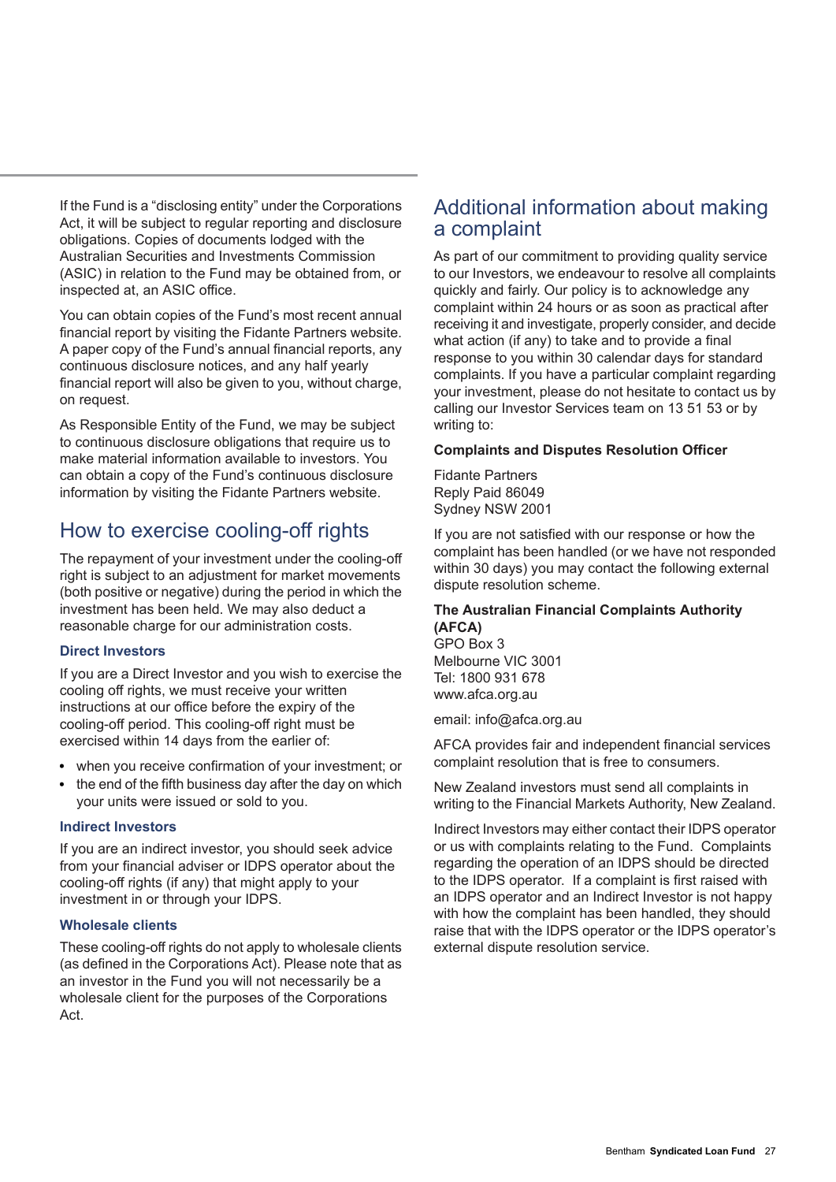If the Fund is a "disclosing entity" under the Corporations Act, it will be subject to regular reporting and disclosure obligations. Copies of documents lodged with the Australian Securities and Investments Commission (ASIC) in relation to the Fund may be obtained from, or inspected at, an ASIC office.

You can obtain copies of the Fund's most recent annual financial report by visiting the Fidante Partners website. A paper copy of the Fund's annual financial reports, any continuous disclosure notices, and any half yearly financial report will also be given to you, without charge, on request.

As Responsible Entity of the Fund, we may be subject to continuous disclosure obligations that require us to make material information available to investors. You can obtain a copy of the Fund's continuous disclosure information by visiting the Fidante Partners website.

## How to exercise cooling-off rights

The repayment of your investment under the cooling-off right is subject to an adjustment for market movements (both positive or negative) during the period in which the investment has been held. We may also deduct a reasonable charge for our administration costs.

### Direct Investors

If you are a Direct Investor and you wish to exercise the cooling off rights, we must receive your written instructions at our office before the expiry of the cooling-off period. This cooling-off right must be exercised within 14 days from the earlier of:

- when you receive confirmation of your investment; or
- the end of the fifth business day after the day on which your units were issued or sold to you.

### Indirect Investors

If you are an indirect investor, you should seek advice from your financial adviser or IDPS operator about the cooling-off rights (if any) that might apply to your investment in or through your IDPS.

### Wholesale clients

These cooling-off rights do not apply to wholesale clients (as defined in the Corporations Act). Please note that as an investor in the Fund you will not necessarily be a wholesale client for the purposes of the Corporations Act.

## Additional information about making a complaint

As part of our commitment to providing quality service to our Investors, we endeavour to resolve all complaints quickly and fairly. Our policy is to acknowledge any complaint within 24 hours or as soon as practical after receiving it and investigate, properly consider, and decide what action (if any) to take and to provide a final response to you within 30 calendar days for standard complaints. If you have a particular complaint regarding your investment, please do not hesitate to contact us by calling our Investor Services team on 13 51 53 or by writing to:

**Complaints and Disputes Resolution Officer**

Fidante Partners
Reply Paid 86049
Sydney NSW 2001

If you are not satisfied with our response or how the complaint has been handled (or we have not responded within 30 days) you may contact the following external dispute resolution scheme.

**The Australian Financial Complaints Authority (AFCA)**
GPO Box 3
Melbourne VIC 3001
Tel: 1800 931 678
www.afca.org.au

email: info@afca.org.au

AFCA provides fair and independent financial services complaint resolution that is free to consumers.

New Zealand investors must send all complaints in writing to the Financial Markets Authority, New Zealand.

Indirect Investors may either contact their IDPS operator or us with complaints relating to the Fund. Complaints regarding the operation of an IDPS should be directed to the IDPS operator. If a complaint is first raised with an IDPS operator and an Indirect Investor is not happy with how the complaint has been handled, they should raise that with the IDPS operator or the IDPS operator's external dispute resolution service.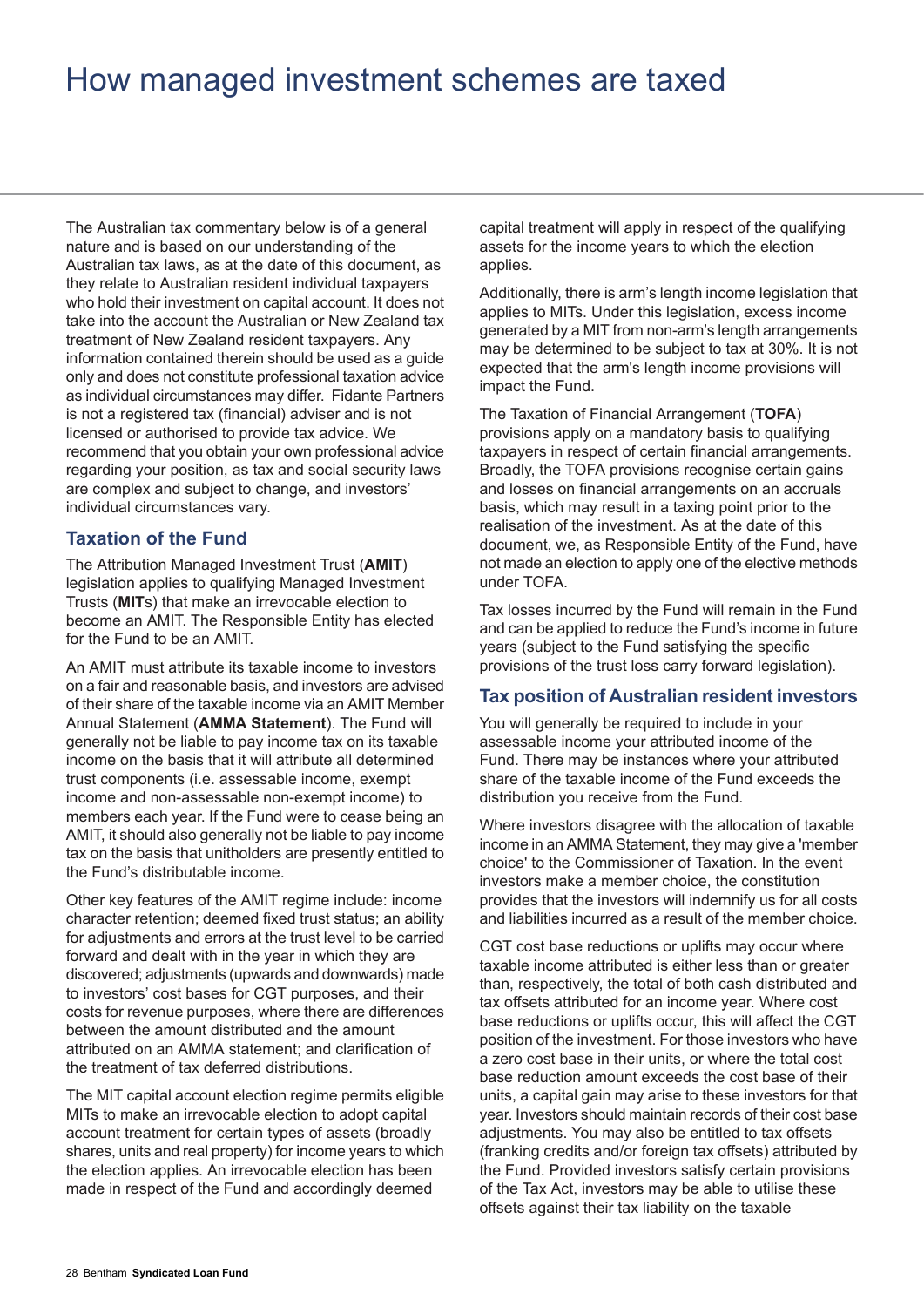# How managed investment schemes are taxed

The Australian tax commentary below is of a general nature and is based on our understanding of the Australian tax laws, as at the date of this document, as they relate to Australian resident individual taxpayers who hold their investment on capital account. It does not take into the account the Australian or New Zealand tax treatment of New Zealand resident taxpayers. Any information contained therein should be used as a guide only and does not constitute professional taxation advice as individual circumstances may differ. Fidante Partners is not a registered tax (financial) adviser and is not licensed or authorised to provide tax advice. We recommend that you obtain your own professional advice regarding your position, as tax and social security laws are complex and subject to change, and investors' individual circumstances vary.

## Taxation of the Fund

The Attribution Managed Investment Trust (**AMIT**) legislation applies to qualifying Managed Investment Trusts (**MIT**s) that make an irrevocable election to become an AMIT. The Responsible Entity has elected for the Fund to be an AMIT.

An AMIT must attribute its taxable income to investors on a fair and reasonable basis, and investors are advised of their share of the taxable income via an AMIT Member Annual Statement (**AMMA Statement**). The Fund will generally not be liable to pay income tax on its taxable income on the basis that it will attribute all determined trust components (i.e. assessable income, exempt income and non-assessable non-exempt income) to members each year. If the Fund were to cease being an AMIT, it should also generally not be liable to pay income tax on the basis that unitholders are presently entitled to the Fund's distributable income.

Other key features of the AMIT regime include: income character retention; deemed fixed trust status; an ability for adjustments and errors at the trust level to be carried forward and dealt with in the year in which they are discovered; adjustments (upwards and downwards) made to investors' cost bases for CGT purposes, and their costs for revenue purposes, where there are differences between the amount distributed and the amount attributed on an AMMA statement; and clarification of the treatment of tax deferred distributions.

The MIT capital account election regime permits eligible MITs to make an irrevocable election to adopt capital account treatment for certain types of assets (broadly shares, units and real property) for income years to which the election applies. An irrevocable election has been made in respect of the Fund and accordingly deemed capital treatment will apply in respect of the qualifying assets for the income years to which the election applies.

Additionally, there is arm's length income legislation that applies to MITs. Under this legislation, excess income generated by a MIT from non-arm's length arrangements may be determined to be subject to tax at 30%. It is not expected that the arm's length income provisions will impact the Fund.

The Taxation of Financial Arrangement (**TOFA**) provisions apply on a mandatory basis to qualifying taxpayers in respect of certain financial arrangements. Broadly, the TOFA provisions recognise certain gains and losses on financial arrangements on an accruals basis, which may result in a taxing point prior to the realisation of the investment. As at the date of this document, we, as Responsible Entity of the Fund, have not made an election to apply one of the elective methods under TOFA.

Tax losses incurred by the Fund will remain in the Fund and can be applied to reduce the Fund's income in future years (subject to the Fund satisfying the specific provisions of the trust loss carry forward legislation).

## Tax position of Australian resident investors

You will generally be required to include in your assessable income your attributed income of the Fund. There may be instances where your attributed share of the taxable income of the Fund exceeds the distribution you receive from the Fund.

Where investors disagree with the allocation of taxable income in an AMMA Statement, they may give a 'member choice' to the Commissioner of Taxation. In the event investors make a member choice, the constitution provides that the investors will indemnify us for all costs and liabilities incurred as a result of the member choice.

CGT cost base reductions or uplifts may occur where taxable income attributed is either less than or greater than, respectively, the total of both cash distributed and tax offsets attributed for an income year. Where cost base reductions or uplifts occur, this will affect the CGT position of the investment. For those investors who have a zero cost base in their units, or where the total cost base reduction amount exceeds the cost base of their units, a capital gain may arise to these investors for that year. Investors should maintain records of their cost base adjustments. You may also be entitled to tax offsets (franking credits and/or foreign tax offsets) attributed by the Fund. Provided investors satisfy certain provisions of the Tax Act, investors may be able to utilise these offsets against their tax liability on the taxable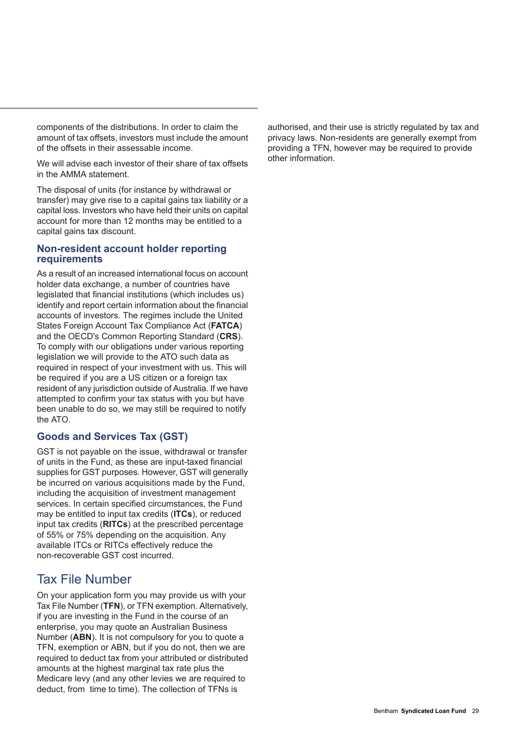components of the distributions. In order to claim the amount of tax offsets, investors must include the amount of the offsets in their assessable income.

We will advise each investor of their share of tax offsets in the AMMA statement.

The disposal of units (for instance by withdrawal or transfer) may give rise to a capital gains tax liability or a capital loss. Investors who have held their units on capital account for more than 12 months may be entitled to a capital gains tax discount.

### Non-resident account holder reporting requirements

As a result of an increased international focus on account holder data exchange, a number of countries have legislated that financial institutions (which includes us) identify and report certain information about the financial accounts of investors. The regimes include the United States Foreign Account Tax Compliance Act (**FATCA**) and the OECD's Common Reporting Standard (**CRS**). To comply with our obligations under various reporting legislation we will provide to the ATO such data as required in respect of your investment with us. This will be required if you are a US citizen or a foreign tax resident of any jurisdiction outside of Australia. If we have attempted to confirm your tax status with you but have been unable to do so, we may still be required to notify the ATO.

### Goods and Services Tax (GST)

GST is not payable on the issue, withdrawal or transfer of units in the Fund, as these are input-taxed financial supplies for GST purposes. However, GST will generally be incurred on various acquisitions made by the Fund, including the acquisition of investment management services. In certain specified circumstances, the Fund may be entitled to input tax credits (**ITCs**), or reduced input tax credits (**RITCs**) at the prescribed percentage of 55% or 75% depending on the acquisition. Any available ITCs or RITCs effectively reduce the non-recoverable GST cost incurred.

## Tax File Number

On your application form you may provide us with your Tax File Number (**TFN**), or TFN exemption. Alternatively, if you are investing in the Fund in the course of an enterprise, you may quote an Australian Business Number (**ABN**). It is not compulsory for you to quote a TFN, exemption or ABN, but if you do not, then we are required to deduct tax from your attributed or distributed amounts at the highest marginal tax rate plus the Medicare levy (and any other levies we are required to deduct, from time to time). The collection of TFNs is authorised, and their use is strictly regulated by tax and privacy laws. Non-residents are generally exempt from providing a TFN, however may be required to provide other information.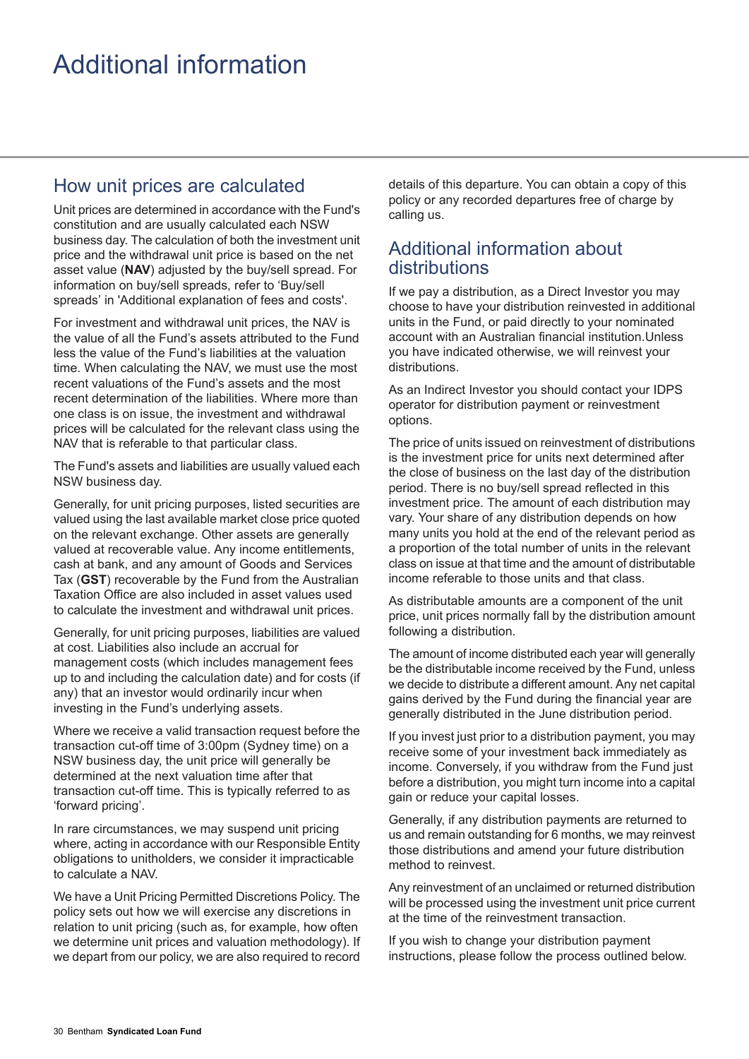# Additional information

## How unit prices are calculated

Unit prices are determined in accordance with the Fund's constitution and are usually calculated each NSW business day. The calculation of both the investment unit price and the withdrawal unit price is based on the net asset value (**NAV**) adjusted by the buy/sell spread. For information on buy/sell spreads, refer to 'Buy/sell spreads' in 'Additional explanation of fees and costs'.

For investment and withdrawal unit prices, the NAV is the value of all the Fund's assets attributed to the Fund less the value of the Fund's liabilities at the valuation time. When calculating the NAV, we must use the most recent valuations of the Fund's assets and the most recent determination of the liabilities. Where more than one class is on issue, the investment and withdrawal prices will be calculated for the relevant class using the NAV that is referable to that particular class.

The Fund's assets and liabilities are usually valued each NSW business day.

Generally, for unit pricing purposes, listed securities are valued using the last available market close price quoted on the relevant exchange. Other assets are generally valued at recoverable value. Any income entitlements, cash at bank, and any amount of Goods and Services Tax (**GST**) recoverable by the Fund from the Australian Taxation Office are also included in asset values used to calculate the investment and withdrawal unit prices.

Generally, for unit pricing purposes, liabilities are valued at cost. Liabilities also include an accrual for management costs (which includes management fees up to and including the calculation date) and for costs (if any) that an investor would ordinarily incur when investing in the Fund's underlying assets.

Where we receive a valid transaction request before the transaction cut-off time of 3:00pm (Sydney time) on a NSW business day, the unit price will generally be determined at the next valuation time after that transaction cut-off time. This is typically referred to as 'forward pricing'.

In rare circumstances, we may suspend unit pricing where, acting in accordance with our Responsible Entity obligations to unitholders, we consider it impracticable to calculate a NAV.

We have a Unit Pricing Permitted Discretions Policy. The policy sets out how we will exercise any discretions in relation to unit pricing (such as, for example, how often we determine unit prices and valuation methodology). If we depart from our policy, we are also required to record details of this departure. You can obtain a copy of this policy or any recorded departures free of charge by calling us.

## Additional information about distributions

If we pay a distribution, as a Direct Investor you may choose to have your distribution reinvested in additional units in the Fund, or paid directly to your nominated account with an Australian financial institution.Unless you have indicated otherwise, we will reinvest your distributions.

As an Indirect Investor you should contact your IDPS operator for distribution payment or reinvestment options.

The price of units issued on reinvestment of distributions is the investment price for units next determined after the close of business on the last day of the distribution period. There is no buy/sell spread reflected in this investment price. The amount of each distribution may vary. Your share of any distribution depends on how many units you hold at the end of the relevant period as a proportion of the total number of units in the relevant class on issue at that time and the amount of distributable income referable to those units and that class.

As distributable amounts are a component of the unit price, unit prices normally fall by the distribution amount following a distribution.

The amount of income distributed each year will generally be the distributable income received by the Fund, unless we decide to distribute a different amount. Any net capital gains derived by the Fund during the financial year are generally distributed in the June distribution period.

If you invest just prior to a distribution payment, you may receive some of your investment back immediately as income. Conversely, if you withdraw from the Fund just before a distribution, you might turn income into a capital gain or reduce your capital losses.

Generally, if any distribution payments are returned to us and remain outstanding for 6 months, we may reinvest those distributions and amend your future distribution method to reinvest.

Any reinvestment of an unclaimed or returned distribution will be processed using the investment unit price current at the time of the reinvestment transaction.

If you wish to change your distribution payment instructions, please follow the process outlined below.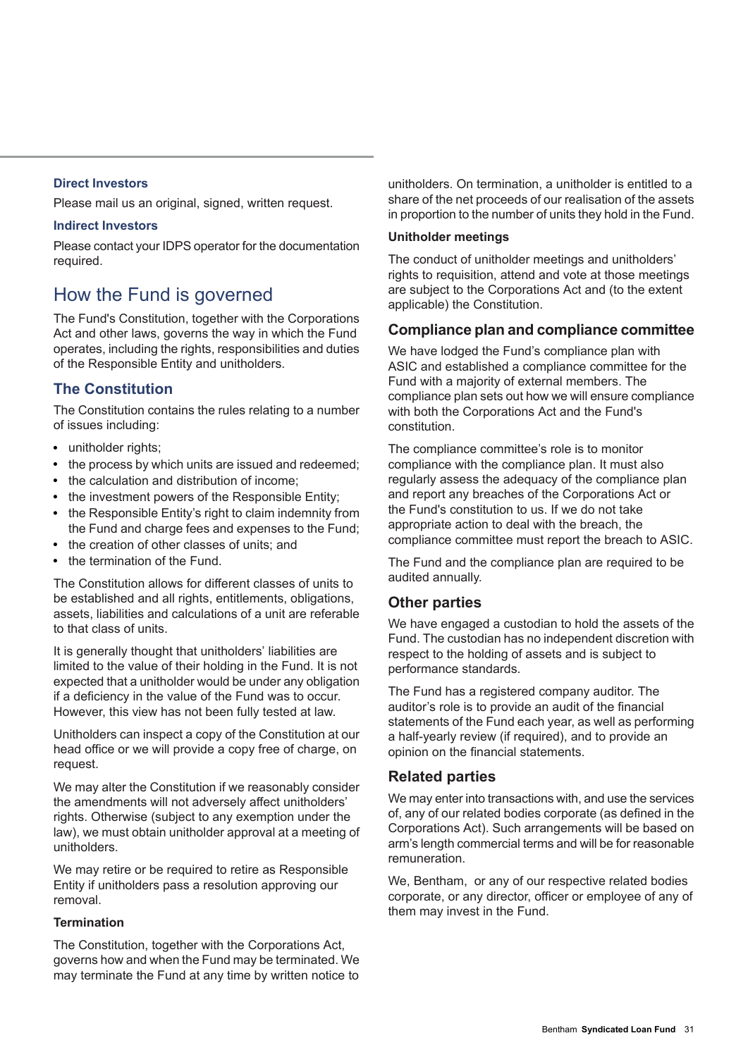### Direct Investors

Please mail us an original, signed, written request.

### Indirect Investors

Please contact your IDPS operator for the documentation required.

# How the Fund is governed

The Fund's Constitution, together with the Corporations Act and other laws, governs the way in which the Fund operates, including the rights, responsibilities and duties of the Responsible Entity and unitholders.

## The Constitution

The Constitution contains the rules relating to a number of issues including:

- unitholder rights;
- the process by which units are issued and redeemed;
- the calculation and distribution of income;
- the investment powers of the Responsible Entity;
- the Responsible Entity's right to claim indemnity from the Fund and charge fees and expenses to the Fund;
- the creation of other classes of units; and
- the termination of the Fund.

The Constitution allows for different classes of units to be established and all rights, entitlements, obligations, assets, liabilities and calculations of a unit are referable to that class of units.

It is generally thought that unitholders' liabilities are limited to the value of their holding in the Fund. It is not expected that a unitholder would be under any obligation if a deficiency in the value of the Fund was to occur. However, this view has not been fully tested at law.

Unitholders can inspect a copy of the Constitution at our head office or we will provide a copy free of charge, on request.

We may alter the Constitution if we reasonably consider the amendments will not adversely affect unitholders' rights. Otherwise (subject to any exemption under the law), we must obtain unitholder approval at a meeting of unitholders.

We may retire or be required to retire as Responsible Entity if unitholders pass a resolution approving our removal.

### Termination

The Constitution, together with the Corporations Act, governs how and when the Fund may be terminated. We may terminate the Fund at any time by written notice to unitholders. On termination, a unitholder is entitled to a share of the net proceeds of our realisation of the assets in proportion to the number of units they hold in the Fund.

### Unitholder meetings

The conduct of unitholder meetings and unitholders' rights to requisition, attend and vote at those meetings are subject to the Corporations Act and (to the extent applicable) the Constitution.

## Compliance plan and compliance committee

We have lodged the Fund's compliance plan with ASIC and established a compliance committee for the Fund with a majority of external members. The compliance plan sets out how we will ensure compliance with both the Corporations Act and the Fund's constitution.

The compliance committee's role is to monitor compliance with the compliance plan. It must also regularly assess the adequacy of the compliance plan and report any breaches of the Corporations Act or the Fund's constitution to us. If we do not take appropriate action to deal with the breach, the compliance committee must report the breach to ASIC.

The Fund and the compliance plan are required to be audited annually.

## Other parties

We have engaged a custodian to hold the assets of the Fund. The custodian has no independent discretion with respect to the holding of assets and is subject to performance standards.

The Fund has a registered company auditor. The auditor's role is to provide an audit of the financial statements of the Fund each year, as well as performing a half-yearly review (if required), and to provide an opinion on the financial statements.

## Related parties

We may enter into transactions with, and use the services of, any of our related bodies corporate (as defined in the Corporations Act). Such arrangements will be based on arm's length commercial terms and will be for reasonable remuneration.

We, Bentham, or any of our respective related bodies corporate, or any director, officer or employee of any of them may invest in the Fund.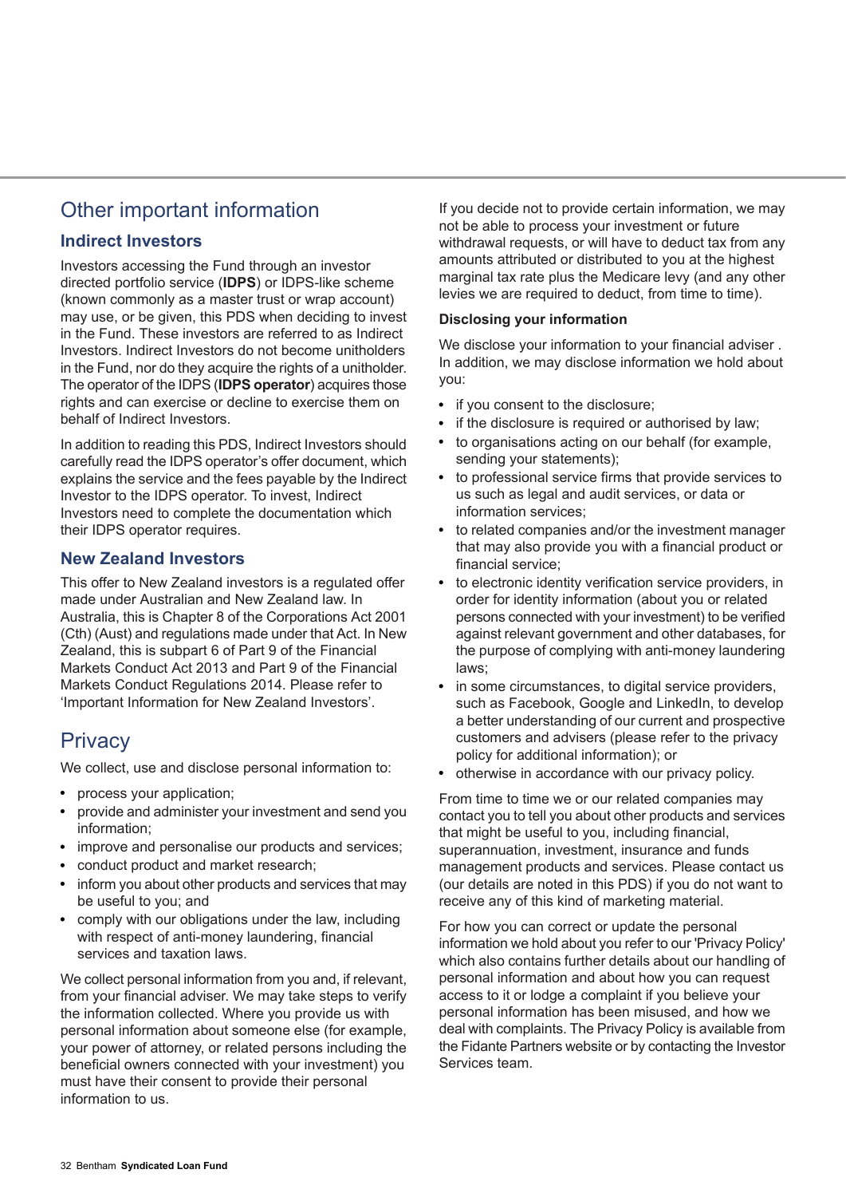# Other important information

## Indirect Investors

Investors accessing the Fund through an investor directed portfolio service (**IDPS**) or IDPS-like scheme (known commonly as a master trust or wrap account) may use, or be given, this PDS when deciding to invest in the Fund. These investors are referred to as Indirect Investors. Indirect Investors do not become unitholders in the Fund, nor do they acquire the rights of a unitholder. The operator of the IDPS (**IDPS operator**) acquires those rights and can exercise or decline to exercise them on behalf of Indirect Investors.

In addition to reading this PDS, Indirect Investors should carefully read the IDPS operator's offer document, which explains the service and the fees payable by the Indirect Investor to the IDPS operator. To invest, Indirect Investors need to complete the documentation which their IDPS operator requires.

## New Zealand Investors

This offer to New Zealand investors is a regulated offer made under Australian and New Zealand law. In Australia, this is Chapter 8 of the Corporations Act 2001 (Cth) (Aust) and regulations made under that Act. In New Zealand, this is subpart 6 of Part 9 of the Financial Markets Conduct Act 2013 and Part 9 of the Financial Markets Conduct Regulations 2014. Please refer to 'Important Information for New Zealand Investors'.

# Privacy

We collect, use and disclose personal information to:

- process your application;
- provide and administer your investment and send you information;
- improve and personalise our products and services;
- conduct product and market research;
- inform you about other products and services that may be useful to you; and
- comply with our obligations under the law, including with respect of anti-money laundering, financial services and taxation laws.

We collect personal information from you and, if relevant, from your financial adviser. We may take steps to verify the information collected. Where you provide us with personal information about someone else (for example, your power of attorney, or related persons including the beneficial owners connected with your investment) you must have their consent to provide their personal information to us.

If you decide not to provide certain information, we may not be able to process your investment or future withdrawal requests, or will have to deduct tax from any amounts attributed or distributed to you at the highest marginal tax rate plus the Medicare levy (and any other levies we are required to deduct, from time to time).

### Disclosing your information

We disclose your information to your financial adviser . In addition, we may disclose information we hold about you:

- if you consent to the disclosure;
- if the disclosure is required or authorised by law;
- to organisations acting on our behalf (for example, sending your statements);
- to professional service firms that provide services to us such as legal and audit services, or data or information services;
- to related companies and/or the investment manager that may also provide you with a financial product or financial service;
- to electronic identity verification service providers, in order for identity information (about you or related persons connected with your investment) to be verified against relevant government and other databases, for the purpose of complying with anti-money laundering laws;
- in some circumstances, to digital service providers, such as Facebook, Google and LinkedIn, to develop a better understanding of our current and prospective customers and advisers (please refer to the privacy policy for additional information); or
- otherwise in accordance with our privacy policy.

From time to time we or our related companies may contact you to tell you about other products and services that might be useful to you, including financial, superannuation, investment, insurance and funds management products and services. Please contact us (our details are noted in this PDS) if you do not want to receive any of this kind of marketing material.

For how you can correct or update the personal information we hold about you refer to our 'Privacy Policy' which also contains further details about our handling of personal information and about how you can request access to it or lodge a complaint if you believe your personal information has been misused, and how we deal with complaints. The Privacy Policy is available from the Fidante Partners website or by contacting the Investor Services team.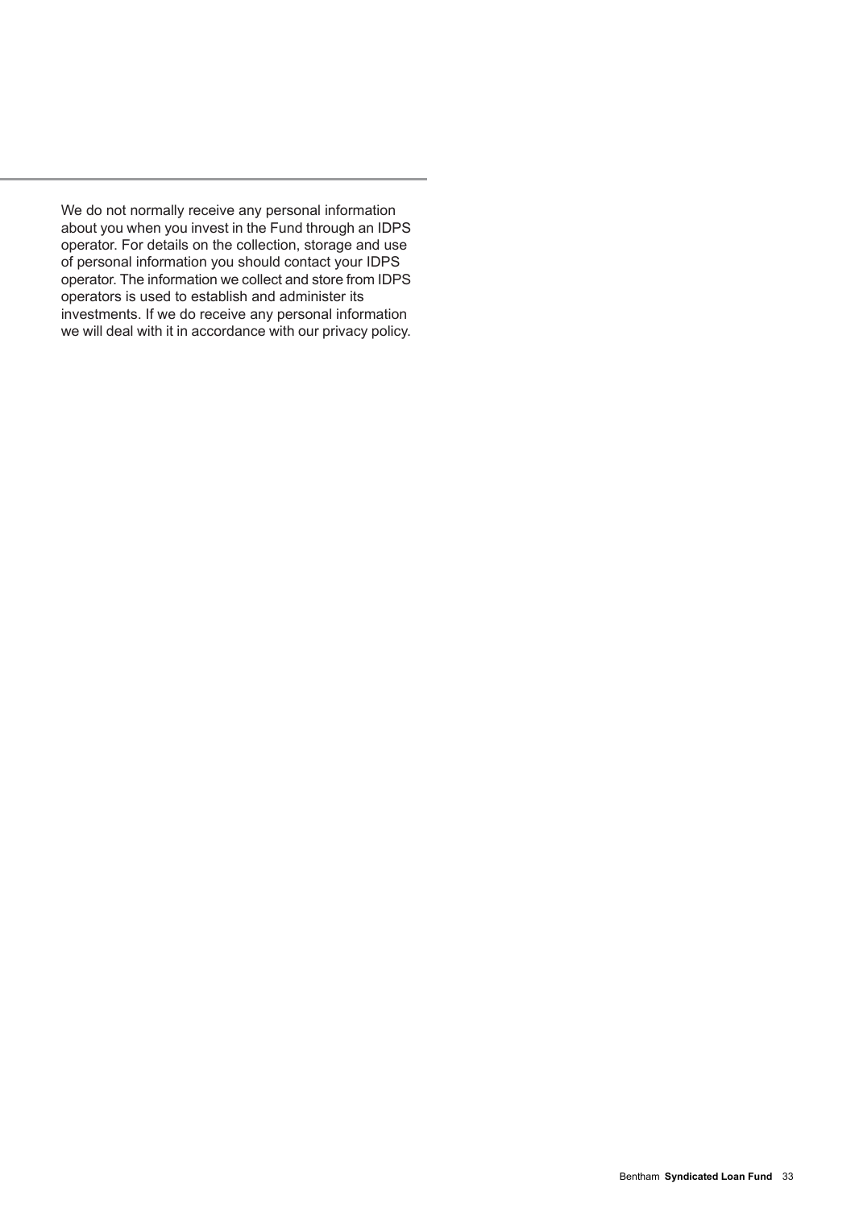We do not normally receive any personal information about you when you invest in the Fund through an IDPS operator. For details on the collection, storage and use of personal information you should contact your IDPS operator. The information we collect and store from IDPS operators is used to establish and administer its investments. If we do receive any personal information we will deal with it in accordance with our privacy policy.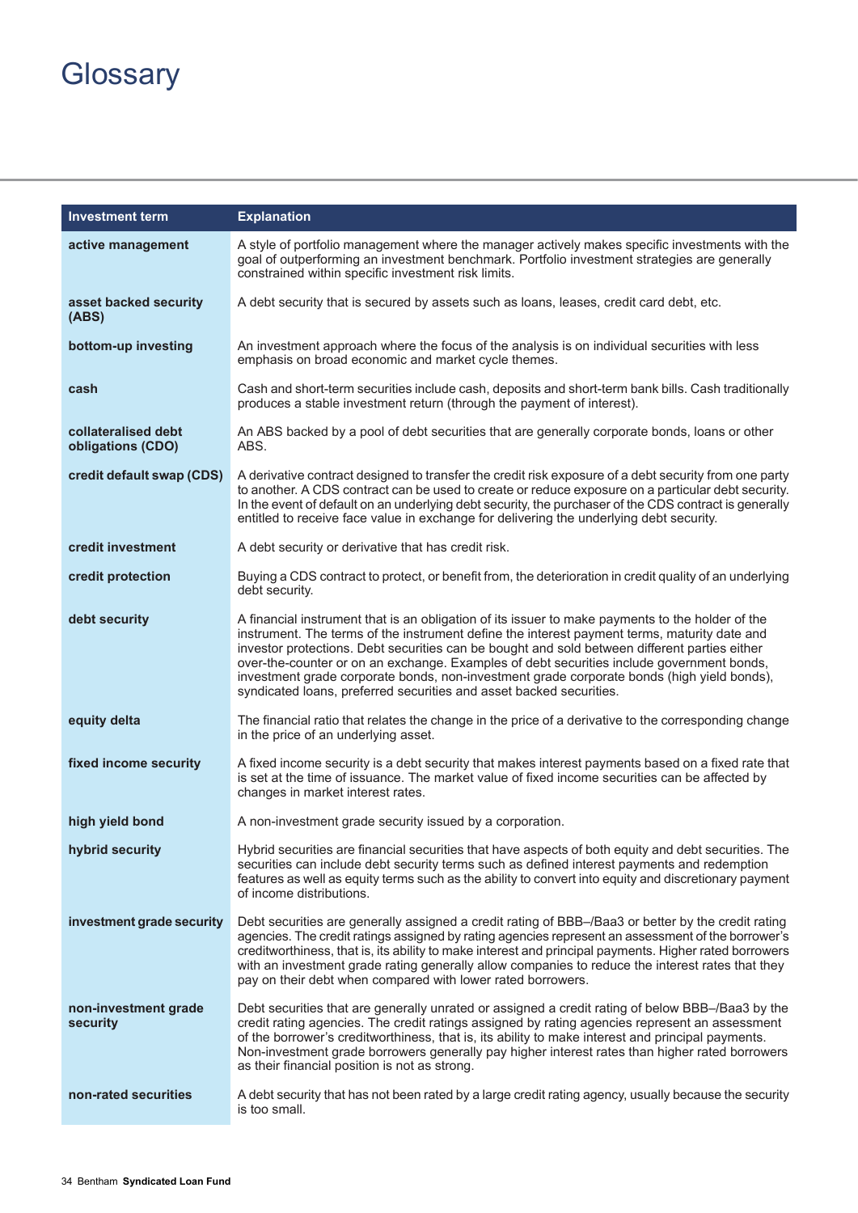# Glossary

| Investment term | Explanation |
| --- | --- |
| **active management** | A style of portfolio management where the manager actively makes specific investments with the goal of outperforming an investment benchmark. Portfolio investment strategies are generally constrained within specific investment risk limits. |
| **asset backed security (ABS)** | A debt security that is secured by assets such as loans, leases, credit card debt, etc. |
| **bottom-up investing** | An investment approach where the focus of the analysis is on individual securities with less emphasis on broad economic and market cycle themes. |
| **cash** | Cash and short-term securities include cash, deposits and short-term bank bills. Cash traditionally produces a stable investment return (through the payment of interest). |
| **collateralised debt obligations (CDO)** | An ABS backed by a pool of debt securities that are generally corporate bonds, loans or other ABS. |
| **credit default swap (CDS)** | A derivative contract designed to transfer the credit risk exposure of a debt security from one party to another. A CDS contract can be used to create or reduce exposure on a particular debt security. In the event of default on an underlying debt security, the purchaser of the CDS contract is generally entitled to receive face value in exchange for delivering the underlying debt security. |
| **credit investment** | A debt security or derivative that has credit risk. |
| **credit protection** | Buying a CDS contract to protect, or benefit from, the deterioration in credit quality of an underlying debt security. |
| **debt security** | A financial instrument that is an obligation of its issuer to make payments to the holder of the instrument. The terms of the instrument define the interest payment terms, maturity date and investor protections. Debt securities can be bought and sold between different parties either over-the-counter or on an exchange. Examples of debt securities include government bonds, investment grade corporate bonds, non-investment grade corporate bonds (high yield bonds), syndicated loans, preferred securities and asset backed securities. |
| **equity delta** | The financial ratio that relates the change in the price of a derivative to the corresponding change in the price of an underlying asset. |
| **fixed income security** | A fixed income security is a debt security that makes interest payments based on a fixed rate that is set at the time of issuance. The market value of fixed income securities can be affected by changes in market interest rates. |
| **high yield bond** | A non-investment grade security issued by a corporation. |
| **hybrid security** | Hybrid securities are financial securities that have aspects of both equity and debt securities. The securities can include debt security terms such as defined interest payments and redemption features as well as equity terms such as the ability to convert into equity and discretionary payment of income distributions. |
| **investment grade security** | Debt securities are generally assigned a credit rating of BBB–/Baa3 or better by the credit rating agencies. The credit ratings assigned by rating agencies represent an assessment of the borrower's creditworthiness, that is, its ability to make interest and principal payments. Higher rated borrowers with an investment grade rating generally allow companies to reduce the interest rates that they pay on their debt when compared with lower rated borrowers. |
| **non-investment grade security** | Debt securities that are generally unrated or assigned a credit rating of below BBB–/Baa3 by the credit rating agencies. The credit ratings assigned by rating agencies represent an assessment of the borrower's creditworthiness, that is, its ability to make interest and principal payments. Non-investment grade borrowers generally pay higher interest rates than higher rated borrowers as their financial position is not as strong. |
| **non-rated securities** | A debt security that has not been rated by a large credit rating agency, usually because the security is too small. |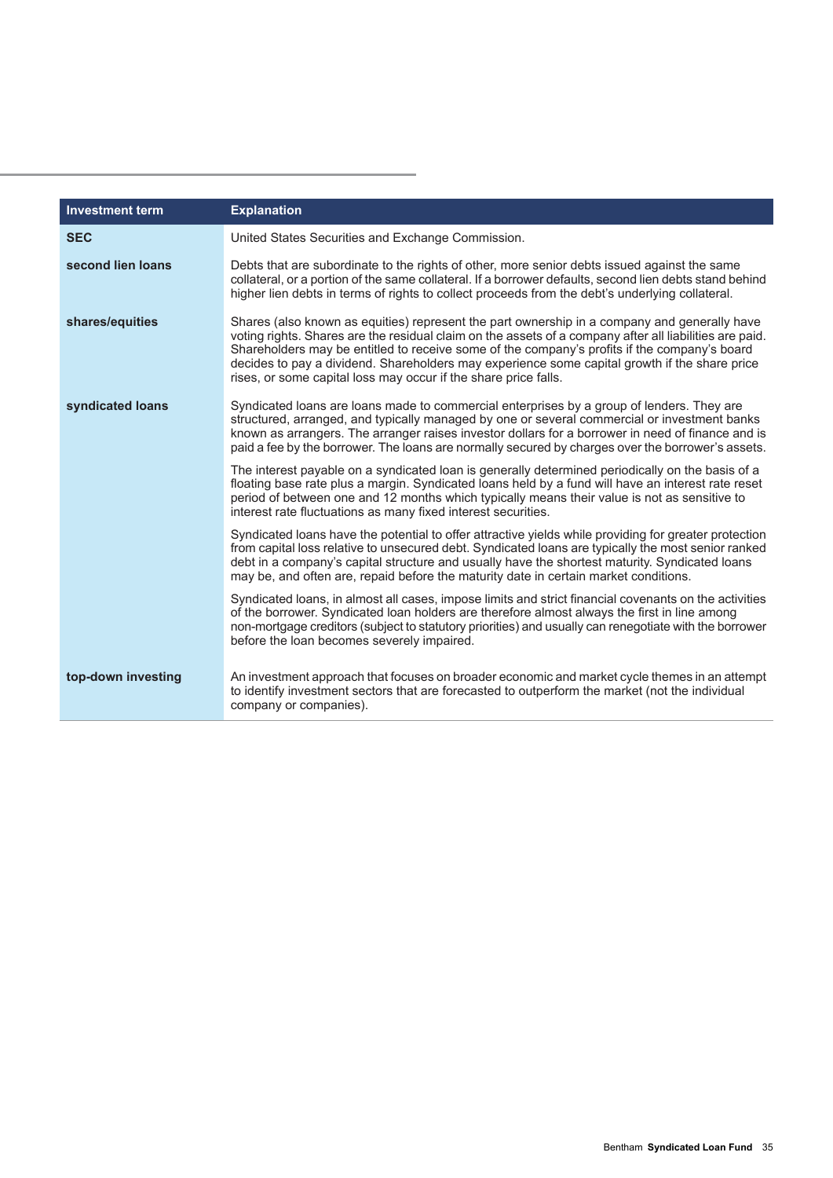| Investment term | Explanation |
|---|---|
| **SEC** | United States Securities and Exchange Commission. |
| **second lien loans** | Debts that are subordinate to the rights of other, more senior debts issued against the same collateral, or a portion of the same collateral. If a borrower defaults, second lien debts stand behind higher lien debts in terms of rights to collect proceeds from the debt's underlying collateral. |
| **shares/equities** | Shares (also known as equities) represent the part ownership in a company and generally have voting rights. Shares are the residual claim on the assets of a company after all liabilities are paid. Shareholders may be entitled to receive some of the company's profits if the company's board decides to pay a dividend. Shareholders may experience some capital growth if the share price rises, or some capital loss may occur if the share price falls. |
| **syndicated loans** | Syndicated loans are loans made to commercial enterprises by a group of lenders. They are structured, arranged, and typically managed by one or several commercial or investment banks known as arrangers. The arranger raises investor dollars for a borrower in need of finance and is paid a fee by the borrower. The loans are normally secured by charges over the borrower's assets.<br><br>The interest payable on a syndicated loan is generally determined periodically on the basis of a floating base rate plus a margin. Syndicated loans held by a fund will have an interest rate reset period of between one and 12 months which typically means their value is not as sensitive to interest rate fluctuations as many fixed interest securities.<br><br>Syndicated loans have the potential to offer attractive yields while providing for greater protection from capital loss relative to unsecured debt. Syndicated loans are typically the most senior ranked debt in a company's capital structure and usually have the shortest maturity. Syndicated loans may be, and often are, repaid before the maturity date in certain market conditions.<br><br>Syndicated loans, in almost all cases, impose limits and strict financial covenants on the activities of the borrower. Syndicated loan holders are therefore almost always the first in line among non-mortgage creditors (subject to statutory priorities) and usually can renegotiate with the borrower before the loan becomes severely impaired. |
| **top-down investing** | An investment approach that focuses on broader economic and market cycle themes in an attempt to identify investment sectors that are forecasted to outperform the market (not the individual company or companies). |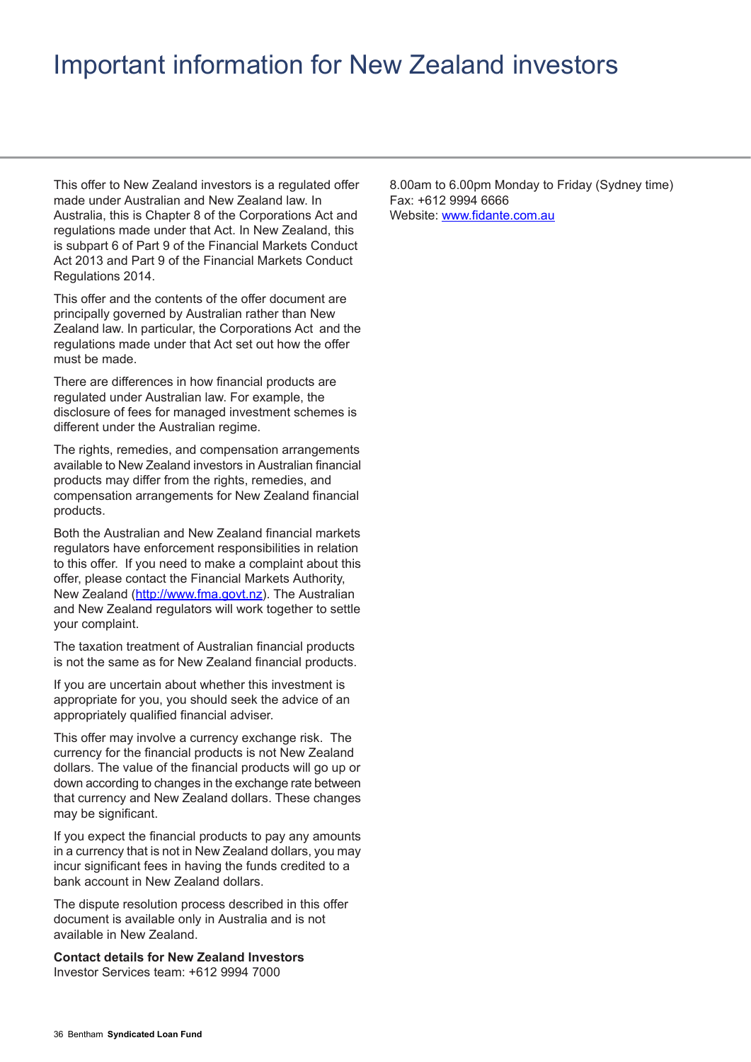# Important information for New Zealand investors

This offer to New Zealand investors is a regulated offer made under Australian and New Zealand law. In Australia, this is Chapter 8 of the Corporations Act and regulations made under that Act. In New Zealand, this is subpart 6 of Part 9 of the Financial Markets Conduct Act 2013 and Part 9 of the Financial Markets Conduct Regulations 2014.

This offer and the contents of the offer document are principally governed by Australian rather than New Zealand law. In particular, the Corporations Act and the regulations made under that Act set out how the offer must be made.

There are differences in how financial products are regulated under Australian law. For example, the disclosure of fees for managed investment schemes is different under the Australian regime.

The rights, remedies, and compensation arrangements available to New Zealand investors in Australian financial products may differ from the rights, remedies, and compensation arrangements for New Zealand financial products.

Both the Australian and New Zealand financial markets regulators have enforcement responsibilities in relation to this offer. If you need to make a complaint about this offer, please contact the Financial Markets Authority, New Zealand (http://www.fma.govt.nz). The Australian and New Zealand regulators will work together to settle your complaint.

The taxation treatment of Australian financial products is not the same as for New Zealand financial products.

If you are uncertain about whether this investment is appropriate for you, you should seek the advice of an appropriately qualified financial adviser.

This offer may involve a currency exchange risk. The currency for the financial products is not New Zealand dollars. The value of the financial products will go up or down according to changes in the exchange rate between that currency and New Zealand dollars. These changes may be significant.

If you expect the financial products to pay any amounts in a currency that is not in New Zealand dollars, you may incur significant fees in having the funds credited to a bank account in New Zealand dollars.

The dispute resolution process described in this offer document is available only in Australia and is not available in New Zealand.

**Contact details for New Zealand Investors**
Investor Services team: +612 9994 7000
8.00am to 6.00pm Monday to Friday (Sydney time)
Fax: +612 9994 6666
Website: www.fidante.com.au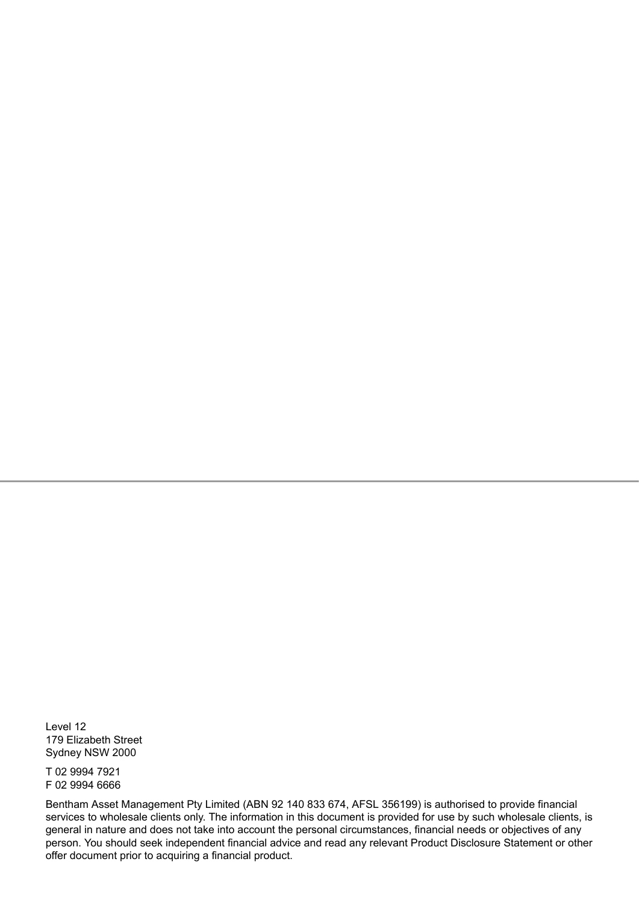Level 12
179 Elizabeth Street
Sydney NSW 2000

T 02 9994 7921
F 02 9994 6666

Bentham Asset Management Pty Limited (ABN 92 140 833 674, AFSL 356199) is authorised to provide financial services to wholesale clients only. The information in this document is provided for use by such wholesale clients, is general in nature and does not take into account the personal circumstances, financial needs or objectives of any person. You should seek independent financial advice and read any relevant Product Disclosure Statement or other offer document prior to acquiring a financial product.